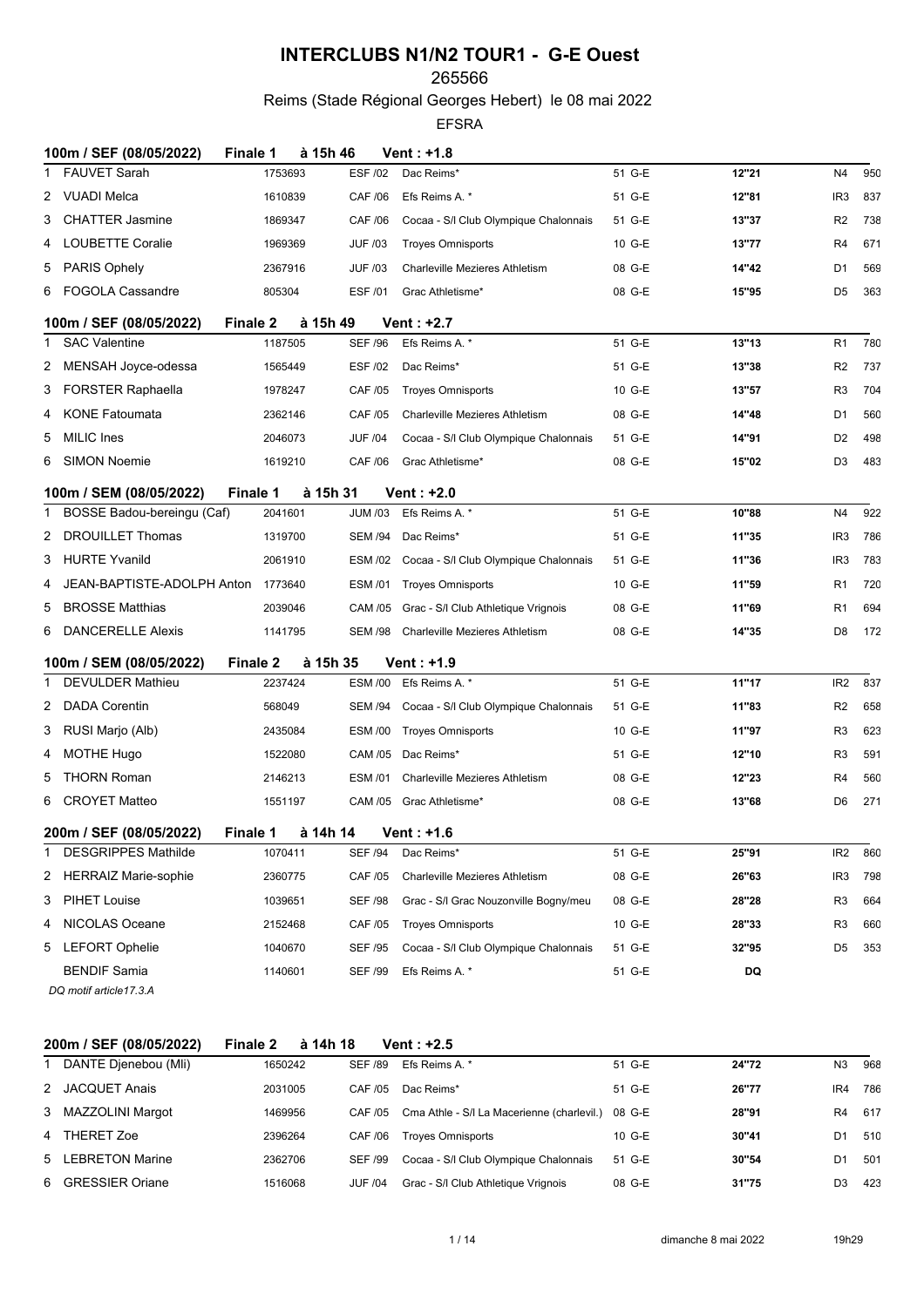# INTERCLUBS N1/N2 TOUR1 - G-E Ouest

265566

Reims (Stade Régional Georges Hebert) le 08 mai 2022

EFSRA

### 100m / SEF (08/05/2022) Finale 1 à 15h 46 Vent : +1.8

| | | | | | | | | |
|---|---|---|---|---|---|---|---|---|
| 1 | FAUVET Sarah | 1753693 | ESF /02 | Dac Reims* | 51 G-E | 12"21 | N4 | 950 |
| 2 | VUADI Melca | 1610839 | CAF /06 | Efs Reims A. * | 51 G-E | 12"81 | IR3 | 837 |
| 3 | CHATTER Jasmine | 1869347 | CAF /06 | Cocaa - S/l Club Olympique Chalonnais | 51 G-E | 13"37 | R2 | 738 |
| 4 | LOUBETTE Coralie | 1969369 | JUF /03 | Troyes Omnisports | 10 G-E | 13"77 | R4 | 671 |
| 5 | PARIS Ophely | 2367916 | JUF /03 | Charleville Mezieres Athletism | 08 G-E | 14"42 | D1 | 569 |
| 6 | FOGOLA Cassandre | 805304 | ESF /01 | Grac Athletisme* | 08 G-E | 15"95 | D5 | 363 |

### 100m / SEF (08/05/2022) Finale 2 à 15h 49 Vent : +2.7

| | | | | | | | | |
|---|---|---|---|---|---|---|---|---|
| 1 | SAC Valentine | 1187505 | SEF /96 | Efs Reims A. * | 51 G-E | 13"13 | R1 | 780 |
| 2 | MENSAH Joyce-odessa | 1565449 | ESF /02 | Dac Reims* | 51 G-E | 13"38 | R2 | 737 |
| 3 | FORSTER Raphaella | 1978247 | CAF /05 | Troyes Omnisports | 10 G-E | 13"57 | R3 | 704 |
| 4 | KONE Fatoumata | 2362146 | CAF /05 | Charleville Mezieres Athletism | 08 G-E | 14"48 | D1 | 560 |
| 5 | MILIC Ines | 2046073 | JUF /04 | Cocaa - S/l Club Olympique Chalonnais | 51 G-E | 14"91 | D2 | 498 |
| 6 | SIMON Noemie | 1619210 | CAF /06 | Grac Athletisme* | 08 G-E | 15"02 | D3 | 483 |

### 100m / SEM (08/05/2022) Finale 1 à 15h 31 Vent : +2.0

| | | | | | | | | |
|---|---|---|---|---|---|---|---|---|
| 1 | BOSSE Badou-bereingu (Caf) | 2041601 | JUM /03 | Efs Reims A. * | 51 G-E | 10"88 | N4 | 922 |
| 2 | DROUILLET Thomas | 1319700 | SEM /94 | Dac Reims* | 51 G-E | 11"35 | IR3 | 786 |
| 3 | HURTE Yvanild | 2061910 | ESM /02 | Cocaa - S/l Club Olympique Chalonnais | 51 G-E | 11"36 | IR3 | 783 |
| 4 | JEAN-BAPTISTE-ADOLPH Anton | 1773640 | ESM /01 | Troyes Omnisports | 10 G-E | 11"59 | R1 | 720 |
| 5 | BROSSE Matthias | 2039046 | CAM /05 | Grac - S/l Club Athletique Vrignois | 08 G-E | 11"69 | R1 | 694 |
| 6 | DANCERELLE Alexis | 1141795 | SEM /98 | Charleville Mezieres Athletism | 08 G-E | 14"35 | D8 | 172 |

### 100m / SEM (08/05/2022) Finale 2 à 15h 35 Vent : +1.9

| | | | | | | | | |
|---|---|---|---|---|---|---|---|---|
| 1 | DEVULDER Mathieu | 2237424 | ESM /00 | Efs Reims A. * | 51 G-E | 11"17 | IR2 | 837 |
| 2 | DADA Corentin | 568049 | SEM /94 | Cocaa - S/l Club Olympique Chalonnais | 51 G-E | 11"83 | R2 | 658 |
| 3 | RUSI Marjo (Alb) | 2435084 | ESM /00 | Troyes Omnisports | 10 G-E | 11"97 | R3 | 623 |
| 4 | MOTHE Hugo | 1522080 | CAM /05 | Dac Reims* | 51 G-E | 12"10 | R3 | 591 |
| 5 | THORN Roman | 2146213 | ESM /01 | Charleville Mezieres Athletism | 08 G-E | 12"23 | R4 | 560 |
| 6 | CROYET Matteo | 1551197 | CAM /05 | Grac Athletisme* | 08 G-E | 13"68 | D6 | 271 |

### 200m / SEF (08/05/2022) Finale 1 à 14h 14 Vent : +1.6

| | | | | | | | | |
|---|---|---|---|---|---|---|---|---|
| 1 | DESGRIPPES Mathilde | 1070411 | SEF /94 | Dac Reims* | 51 G-E | 25"91 | IR2 | 860 |
| 2 | HERRAIZ Marie-sophie | 2360775 | CAF /05 | Charleville Mezieres Athletism | 08 G-E | 26"63 | IR3 | 798 |
| 3 | PIHET Louise | 1039651 | SEF /98 | Grac - S/l Grac Nouzonville Bogny/meu | 08 G-E | 28"28 | R3 | 664 |
| 4 | NICOLAS Oceane | 2152468 | CAF /05 | Troyes Omnisports | 10 G-E | 28"33 | R3 | 660 |
| 5 | LEFORT Ophelie | 1040670 | SEF /95 | Cocaa - S/l Club Olympique Chalonnais | 51 G-E | 32"95 | D5 | 353 |
| | BENDIF Samia | 1140601 | SEF /99 | Efs Reims A. * | 51 G-E | DQ | | |

*DQ motif article17.3.A*

### 200m / SEF (08/05/2022) Finale 2 à 14h 18 Vent : +2.5

| | | | | | | | | |
|---|---|---|---|---|---|---|---|---|
| 1 | DANTE Djenebou (Mli) | 1650242 | SEF /89 | Efs Reims A. * | 51 G-E | 24"72 | N3 | 968 |
| 2 | JACQUET Anais | 2031005 | CAF /05 | Dac Reims* | 51 G-E | 26"77 | IR4 | 786 |
| 3 | MAZZOLINI Margot | 1469956 | CAF /05 | Cma Athle - S/l La Macerienne (charlevil.) | 08 G-E | 28"91 | R4 | 617 |
| 4 | THERET Zoe | 2396264 | CAF /06 | Troyes Omnisports | 10 G-E | 30"41 | D1 | 510 |
| 5 | LEBRETON Marine | 2362706 | SEF /99 | Cocaa - S/l Club Olympique Chalonnais | 51 G-E | 30"54 | D1 | 501 |
| 6 | GRESSIER Oriane | 1516068 | JUF /04 | Grac - S/l Club Athletique Vrignois | 08 G-E | 31"75 | D3 | 423 |

dimanche 8 mai 2022 19h29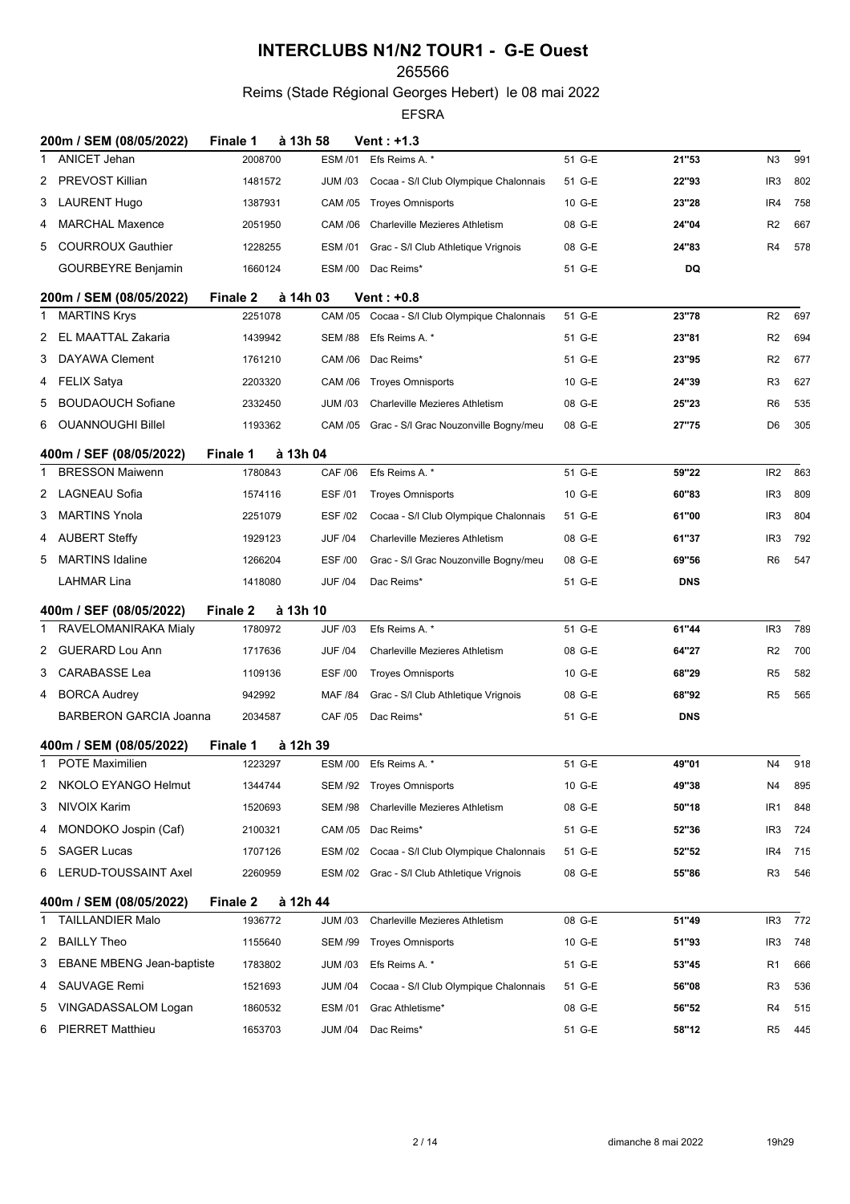# INTERCLUBS N1/N2 TOUR1 - G-E Ouest

265566

Reims (Stade Régional Georges Hebert) le 08 mai 2022

EFSRA

## 200m / SEM (08/05/2022) Finale 1 à 13h 58 Vent : +1.3

| | | | | | | | | |
|---|---|---|---|---|---|---|---|---|
| 1 | ANICET Jehan | 2008700 | ESM /01 | Efs Reims A. * | 51 G-E | 21"53 | N3 | 991 |
| 2 | PREVOST Killian | 1481572 | JUM /03 | Cocaa - S/l Club Olympique Chalonnais | 51 G-E | 22"93 | IR3 | 802 |
| 3 | LAURENT Hugo | 1387931 | CAM /05 | Troyes Omnisports | 10 G-E | 23"28 | IR4 | 758 |
| 4 | MARCHAL Maxence | 2051950 | CAM /06 | Charleville Mezieres Athletism | 08 G-E | 24"04 | R2 | 667 |
| 5 | COURROUX Gauthier | 1228255 | ESM /01 | Grac - S/l Club Athletique Vrignois | 08 G-E | 24"83 | R4 | 578 |
| | GOURBEYRE Benjamin | 1660124 | ESM /00 | Dac Reims* | 51 G-E | DQ | | |

## 200m / SEM (08/05/2022) Finale 2 à 14h 03 Vent : +0.8

| | | | | | | | | |
|---|---|---|---|---|---|---|---|---|
| 1 | MARTINS Krys | 2251078 | CAM /05 | Cocaa - S/l Club Olympique Chalonnais | 51 G-E | 23"78 | R2 | 697 |
| 2 | EL MAATTAL Zakaria | 1439942 | SEM /88 | Efs Reims A. * | 51 G-E | 23"81 | R2 | 694 |
| 3 | DAYAWA Clement | 1761210 | CAM /06 | Dac Reims* | 51 G-E | 23"95 | R2 | 677 |
| 4 | FELIX Satya | 2203320 | CAM /06 | Troyes Omnisports | 10 G-E | 24"39 | R3 | 627 |
| 5 | BOUDAOUCH Sofiane | 2332450 | JUM /03 | Charleville Mezieres Athletism | 08 G-E | 25"23 | R6 | 535 |
| 6 | OUANNOUGHI Billel | 1193362 | CAM /05 | Grac - S/l Grac Nouzonville Bogny/meu | 08 G-E | 27"75 | D6 | 305 |

## 400m / SEF (08/05/2022) Finale 1 à 13h 04

| | | | | | | | | |
|---|---|---|---|---|---|---|---|---|
| 1 | BRESSON Maiwenn | 1780843 | CAF /06 | Efs Reims A. * | 51 G-E | 59"22 | IR2 | 863 |
| 2 | LAGNEAU Sofia | 1574116 | ESF /01 | Troyes Omnisports | 10 G-E | 60"83 | IR3 | 809 |
| 3 | MARTINS Ynola | 2251079 | ESF /02 | Cocaa - S/l Club Olympique Chalonnais | 51 G-E | 61"00 | IR3 | 804 |
| 4 | AUBERT Steffy | 1929123 | JUF /04 | Charleville Mezieres Athletism | 08 G-E | 61"37 | IR3 | 792 |
| 5 | MARTINS Idaline | 1266204 | ESF /00 | Grac - S/l Grac Nouzonville Bogny/meu | 08 G-E | 69"56 | R6 | 547 |
| | LAHMAR Lina | 1418080 | JUF /04 | Dac Reims* | 51 G-E | DNS | | |

## 400m / SEF (08/05/2022) Finale 2 à 13h 10

| | | | | | | | | |
|---|---|---|---|---|---|---|---|---|
| 1 | RAVELOMANIRAKA Mialy | 1780972 | JUF /03 | Efs Reims A. * | 51 G-E | 61"44 | IR3 | 789 |
| 2 | GUERARD Lou Ann | 1717636 | JUF /04 | Charleville Mezieres Athletism | 08 G-E | 64"27 | R2 | 700 |
| 3 | CARABASSE Lea | 1109136 | ESF /00 | Troyes Omnisports | 10 G-E | 68"29 | R5 | 582 |
| 4 | BORCA Audrey | 942992 | MAF /84 | Grac - S/l Club Athletique Vrignois | 08 G-E | 68"92 | R5 | 565 |
| | BARBERON GARCIA Joanna | 2034587 | CAF /05 | Dac Reims* | 51 G-E | DNS | | |

## 400m / SEM (08/05/2022) Finale 1 à 12h 39

| | | | | | | | | |
|---|---|---|---|---|---|---|---|---|
| 1 | POTE Maximilien | 1223297 | ESM /00 | Efs Reims A. * | 51 G-E | 49"01 | N4 | 918 |
| 2 | NKOLO EYANGO Helmut | 1344744 | SEM /92 | Troyes Omnisports | 10 G-E | 49"38 | N4 | 895 |
| 3 | NIVOIX Karim | 1520693 | SEM /98 | Charleville Mezieres Athletism | 08 G-E | 50"18 | IR1 | 848 |
| 4 | MONDOKO Jospin (Caf) | 2100321 | CAM /05 | Dac Reims* | 51 G-E | 52"36 | IR3 | 724 |
| 5 | SAGER Lucas | 1707126 | ESM /02 | Cocaa - S/l Club Olympique Chalonnais | 51 G-E | 52"52 | IR4 | 715 |
| 6 | LERUD-TOUSSAINT Axel | 2260959 | ESM /02 | Grac - S/l Club Athletique Vrignois | 08 G-E | 55"86 | R3 | 546 |

## 400m / SEM (08/05/2022) Finale 2 à 12h 44

| | | | | | | | | |
|---|---|---|---|---|---|---|---|---|
| 1 | TAILLANDIER Malo | 1936772 | JUM /03 | Charleville Mezieres Athletism | 08 G-E | 51"49 | IR3 | 772 |
| 2 | BAILLY Theo | 1155640 | SEM /99 | Troyes Omnisports | 10 G-E | 51"93 | IR3 | 748 |
| 3 | EBANE MBENG Jean-baptiste | 1783802 | JUM /03 | Efs Reims A. * | 51 G-E | 53"45 | R1 | 666 |
| 4 | SAUVAGE Remi | 1521693 | JUM /04 | Cocaa - S/l Club Olympique Chalonnais | 51 G-E | 56"08 | R3 | 536 |
| 5 | VINGADASSALOM Logan | 1860532 | ESM /01 | Grac Athletisme* | 08 G-E | 56"52 | R4 | 515 |
| 6 | PIERRET Matthieu | 1653703 | JUM /04 | Dac Reims* | 51 G-E | 58"12 | R5 | 445 |

dimanche 8 mai 2022 19h29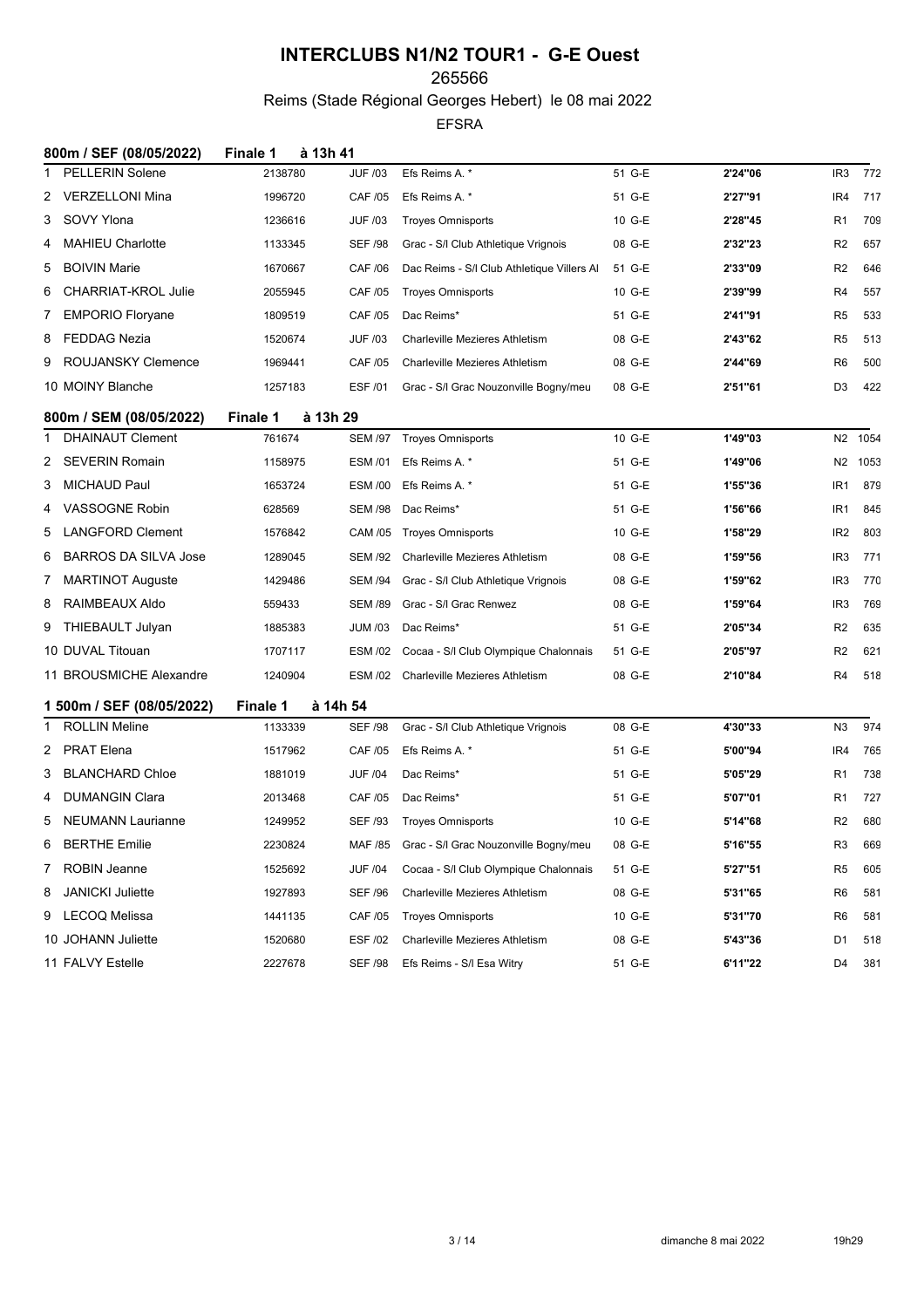# INTERCLUBS N1/N2 TOUR1 - G-E Ouest

265566

Reims (Stade Régional Georges Hebert) le 08 mai 2022

EFSRA

## 800m / SEF (08/05/2022) Finale 1 à 13h 41

| | | | | | | | | |
|---|---|---|---|---|---|---|---|---|
| 1 | PELLERIN Solene | 2138780 | JUF /03 | Efs Reims A. * | 51 G-E | 2'24''06 | IR3 | 772 |
| 2 | VERZELLONI Mina | 1996720 | CAF /05 | Efs Reims A. * | 51 G-E | 2'27''91 | IR4 | 717 |
| 3 | SOVY Ylona | 1236616 | JUF /03 | Troyes Omnisports | 10 G-E | 2'28''45 | R1 | 709 |
| 4 | MAHIEU Charlotte | 1133345 | SEF /98 | Grac - S/l Club Athletique Vrignois | 08 G-E | 2'32''23 | R2 | 657 |
| 5 | BOIVIN Marie | 1670667 | CAF /06 | Dac Reims - S/l Club Athletique Villers Al | 51 G-E | 2'33''09 | R2 | 646 |
| 6 | CHARRIAT-KROL Julie | 2055945 | CAF /05 | Troyes Omnisports | 10 G-E | 2'39''99 | R4 | 557 |
| 7 | EMPORIO Floryane | 1809519 | CAF /05 | Dac Reims* | 51 G-E | 2'41''91 | R5 | 533 |
| 8 | FEDDAG Nezia | 1520674 | JUF /03 | Charleville Mezieres Athletism | 08 G-E | 2'43''62 | R5 | 513 |
| 9 | ROUJANSKY Clemence | 1969441 | CAF /05 | Charleville Mezieres Athletism | 08 G-E | 2'44''69 | R6 | 500 |
| 10 | MOINY Blanche | 1257183 | ESF /01 | Grac - S/l Grac Nouzonville Bogny/meu | 08 G-E | 2'51''61 | D3 | 422 |

## 800m / SEM (08/05/2022) Finale 1 à 13h 29

| | | | | | | | | |
|---|---|---|---|---|---|---|---|---|
| 1 | DHAINAUT Clement | 761674 | SEM /97 | Troyes Omnisports | 10 G-E | 1'49''03 | N2 | 1054 |
| 2 | SEVERIN Romain | 1158975 | ESM /01 | Efs Reims A. * | 51 G-E | 1'49''06 | N2 | 1053 |
| 3 | MICHAUD Paul | 1653724 | ESM /00 | Efs Reims A. * | 51 G-E | 1'55''36 | IR1 | 879 |
| 4 | VASSOGNE Robin | 628569 | SEM /98 | Dac Reims* | 51 G-E | 1'56''66 | IR1 | 845 |
| 5 | LANGFORD Clement | 1576842 | CAM /05 | Troyes Omnisports | 10 G-E | 1'58''29 | IR2 | 803 |
| 6 | BARROS DA SILVA Jose | 1289045 | SEM /92 | Charleville Mezieres Athletism | 08 G-E | 1'59''56 | IR3 | 771 |
| 7 | MARTINOT Auguste | 1429486 | SEM /94 | Grac - S/l Club Athletique Vrignois | 08 G-E | 1'59''62 | IR3 | 770 |
| 8 | RAIMBEAUX Aldo | 559433 | SEM /89 | Grac - S/l Grac Renwez | 08 G-E | 1'59''64 | IR3 | 769 |
| 9 | THIEBAULT Julyan | 1885383 | JUM /03 | Dac Reims* | 51 G-E | 2'05''34 | R2 | 635 |
| 10 | DUVAL Titouan | 1707117 | ESM /02 | Cocaa - S/l Club Olympique Chalonnais | 51 G-E | 2'05''97 | R2 | 621 |
| 11 | BROUSMICHE Alexandre | 1240904 | ESM /02 | Charleville Mezieres Athletism | 08 G-E | 2'10''84 | R4 | 518 |

## 1 500m / SEF (08/05/2022) Finale 1 à 14h 54

| | | | | | | | | |
|---|---|---|---|---|---|---|---|---|
| 1 | ROLLIN Meline | 1133339 | SEF /98 | Grac - S/l Club Athletique Vrignois | 08 G-E | 4'30''33 | N3 | 974 |
| 2 | PRAT Elena | 1517962 | CAF /05 | Efs Reims A. * | 51 G-E | 5'00''94 | IR4 | 765 |
| 3 | BLANCHARD Chloe | 1881019 | JUF /04 | Dac Reims* | 51 G-E | 5'05''29 | R1 | 738 |
| 4 | DUMANGIN Clara | 2013468 | CAF /05 | Dac Reims* | 51 G-E | 5'07''01 | R1 | 727 |
| 5 | NEUMANN Laurianne | 1249952 | SEF /93 | Troyes Omnisports | 10 G-E | 5'14''68 | R2 | 680 |
| 6 | BERTHE Emilie | 2230824 | MAF /85 | Grac - S/l Grac Nouzonville Bogny/meu | 08 G-E | 5'16''55 | R3 | 669 |
| 7 | ROBIN Jeanne | 1525692 | JUF /04 | Cocaa - S/l Club Olympique Chalonnais | 51 G-E | 5'27''51 | R5 | 605 |
| 8 | JANICKI Juliette | 1927893 | SEF /96 | Charleville Mezieres Athletism | 08 G-E | 5'31''65 | R6 | 581 |
| 9 | LECOQ Melissa | 1441135 | CAF /05 | Troyes Omnisports | 10 G-E | 5'31''70 | R6 | 581 |
| 10 | JOHANN Juliette | 1520680 | ESF /02 | Charleville Mezieres Athletism | 08 G-E | 5'43''36 | D1 | 518 |
| 11 | FALVY Estelle | 2227678 | SEF /98 | Efs Reims - S/l Esa Witry | 51 G-E | 6'11''22 | D4 | 381 |

dimanche 8 mai 2022 19h29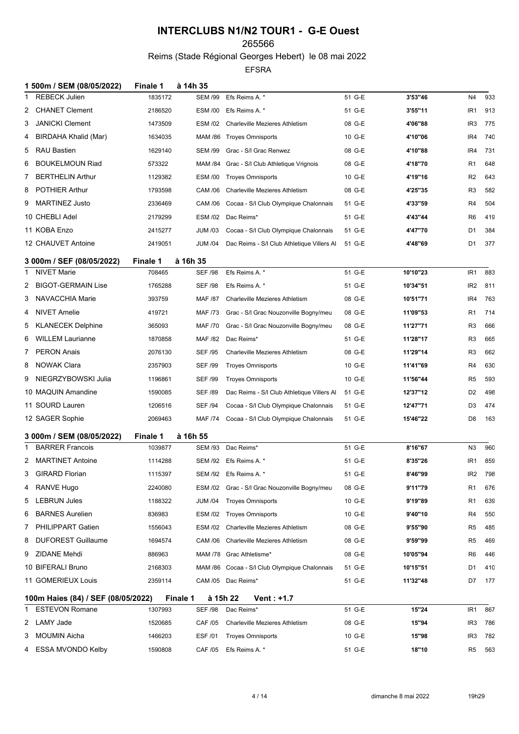# INTERCLUBS N1/N2 TOUR1 - G-E Ouest

265566

Reims (Stade Régional Georges Hebert) le 08 mai 2022

EFSRA

### 1 500m / SEM (08/05/2022) Finale 1 à 14h 35

| | | | | | | | | |
|---|---|---|---|---|---|---|---|---|
| 1 | REBECK Julien | 1835172 | SEM /99 | Efs Reims A. * | 51 G-E | **3'53''46** | N4 | 933 |
| 2 | CHANET Clement | 2186520 | ESM /00 | Efs Reims A. * | 51 G-E | **3'55''11** | IR1 | 913 |
| 3 | JANICKI Clement | 1473509 | ESM /02 | Charleville Mezieres Athletism | 08 G-E | **4'06''88** | IR3 | 775 |
| 4 | BIRDAHA Khalid (Mar) | 1634035 | MAM /86 | Troyes Omnisports | 10 G-E | **4'10''06** | IR4 | 740 |
| 5 | RAU Bastien | 1629140 | SEM /99 | Grac - S/l Grac Renwez | 08 G-E | **4'10''88** | IR4 | 731 |
| 6 | BOUKELMOUN Riad | 573322 | MAM /84 | Grac - S/l Club Athletique Vrignois | 08 G-E | **4'18''70** | R1 | 648 |
| 7 | BERTHELIN Arthur | 1129382 | ESM /00 | Troyes Omnisports | 10 G-E | **4'19''16** | R2 | 643 |
| 8 | POTHIER Arthur | 1793598 | CAM /06 | Charleville Mezieres Athletism | 08 G-E | **4'25''35** | R3 | 582 |
| 9 | MARTINEZ Justo | 2336469 | CAM /06 | Cocaa - S/l Club Olympique Chalonnais | 51 G-E | **4'33''59** | R4 | 504 |
| 10 | CHEBLI Adel | 2179299 | ESM /02 | Dac Reims* | 51 G-E | **4'43''44** | R6 | 419 |
| 11 | KOBA Enzo | 2415277 | JUM /03 | Cocaa - S/l Club Olympique Chalonnais | 51 G-E | **4'47''70** | D1 | 384 |
| 12 | CHAUVET Antoine | 2419051 | JUM /04 | Dac Reims - S/l Club Athletique Villers Al | 51 G-E | **4'48''69** | D1 | 377 |

### 3 000m / SEF (08/05/2022) Finale 1 à 16h 35

| | | | | | | | | |
|---|---|---|---|---|---|---|---|---|
| 1 | NIVET Marie | 708465 | SEF /98 | Efs Reims A. * | 51 G-E | **10'10''23** | IR1 | 883 |
| 2 | BIGOT-GERMAIN Lise | 1765288 | SEF /98 | Efs Reims A. * | 51 G-E | **10'34''51** | IR2 | 811 |
| 3 | NAVACCHIA Marie | 393759 | MAF /87 | Charleville Mezieres Athletism | 08 G-E | **10'51''71** | IR4 | 763 |
| 4 | NIVET Amelie | 419721 | MAF /73 | Grac - S/l Grac Nouzonville Bogny/meu | 08 G-E | **11'09''53** | R1 | 714 |
| 5 | KLANECEK Delphine | 365093 | MAF /70 | Grac - S/l Grac Nouzonville Bogny/meu | 08 G-E | **11'27''71** | R3 | 666 |
| 6 | WILLEM Laurianne | 1870858 | MAF /82 | Dac Reims* | 51 G-E | **11'28''17** | R3 | 665 |
| 7 | PERON Anais | 2076130 | SEF /95 | Charleville Mezieres Athletism | 08 G-E | **11'29''14** | R3 | 662 |
| 8 | NOWAK Clara | 2357903 | SEF /99 | Troyes Omnisports | 10 G-E | **11'41''69** | R4 | 630 |
| 9 | NIEGRZYBOWSKI Julia | 1196861 | SEF /99 | Troyes Omnisports | 10 G-E | **11'56''44** | R5 | 593 |
| 10 | MAQUIN Amandine | 1590085 | SEF /89 | Dac Reims - S/l Club Athletique Villers Al | 51 G-E | **12'37''12** | D2 | 498 |
| 11 | SOURD Lauren | 1206516 | SEF /94 | Cocaa - S/l Club Olympique Chalonnais | 51 G-E | **12'47''71** | D3 | 474 |
| 12 | SAGER Sophie | 2069463 | MAF /74 | Cocaa - S/l Club Olympique Chalonnais | 51 G-E | **15'46''22** | D8 | 163 |

### 3 000m / SEM (08/05/2022) Finale 1 à 16h 55

| | | | | | | | | |
|---|---|---|---|---|---|---|---|---|
| 1 | BARRER Francois | 1039877 | SEM /93 | Dac Reims* | 51 G-E | **8'16''67** | N3 | 960 |
| 2 | MARTINET Antoine | 1114288 | SEM /92 | Efs Reims A. * | 51 G-E | **8'35''26** | IR1 | 859 |
| 3 | GIRARD Florian | 1115397 | SEM /92 | Efs Reims A. * | 51 G-E | **8'46''99** | IR2 | 798 |
| 4 | RANVE Hugo | 2240080 | ESM /02 | Grac - S/l Grac Nouzonville Bogny/meu | 08 G-E | **9'11''79** | R1 | 676 |
| 5 | LEBRUN Jules | 1188322 | JUM /04 | Troyes Omnisports | 10 G-E | **9'19''89** | R1 | 639 |
| 6 | BARNES Aurelien | 836983 | ESM /02 | Troyes Omnisports | 10 G-E | **9'40''10** | R4 | 550 |
| 7 | PHILIPPART Gatien | 1556043 | ESM /02 | Charleville Mezieres Athletism | 08 G-E | **9'55''90** | R5 | 485 |
| 8 | DUFOREST Guillaume | 1694574 | CAM /06 | Charleville Mezieres Athletism | 08 G-E | **9'59''99** | R5 | 469 |
| 9 | ZIDANE Mehdi | 886963 | MAM /78 | Grac Athletisme* | 08 G-E | **10'05''94** | R6 | 446 |
| 10 | BIFERALI Bruno | 2168303 | MAM /86 | Cocaa - S/l Club Olympique Chalonnais | 51 G-E | **10'15''51** | D1 | 410 |
| 11 | GOMERIEUX Louis | 2359114 | CAM /05 | Dac Reims* | 51 G-E | **11'32''48** | D7 | 177 |

### 100m Haies (84) / SEF (08/05/2022) Finale 1 à 15h 22 Vent : +1.7

| | | | | | | | | |
|---|---|---|---|---|---|---|---|---|
| 1 | ESTEVON Romane | 1307993 | SEF /98 | Dac Reims* | 51 G-E | **15''24** | IR1 | 867 |
| 2 | LAMY Jade | 1520685 | CAF /05 | Charleville Mezieres Athletism | 08 G-E | **15''94** | IR3 | 786 |
| 3 | MOUMIN Aicha | 1466203 | ESF /01 | Troyes Omnisports | 10 G-E | **15''98** | IR3 | 782 |
| 4 | ESSA MVONDO Kelby | 1590808 | CAF /05 | Efs Reims A. * | 51 G-E | **18''10** | R5 | 563 |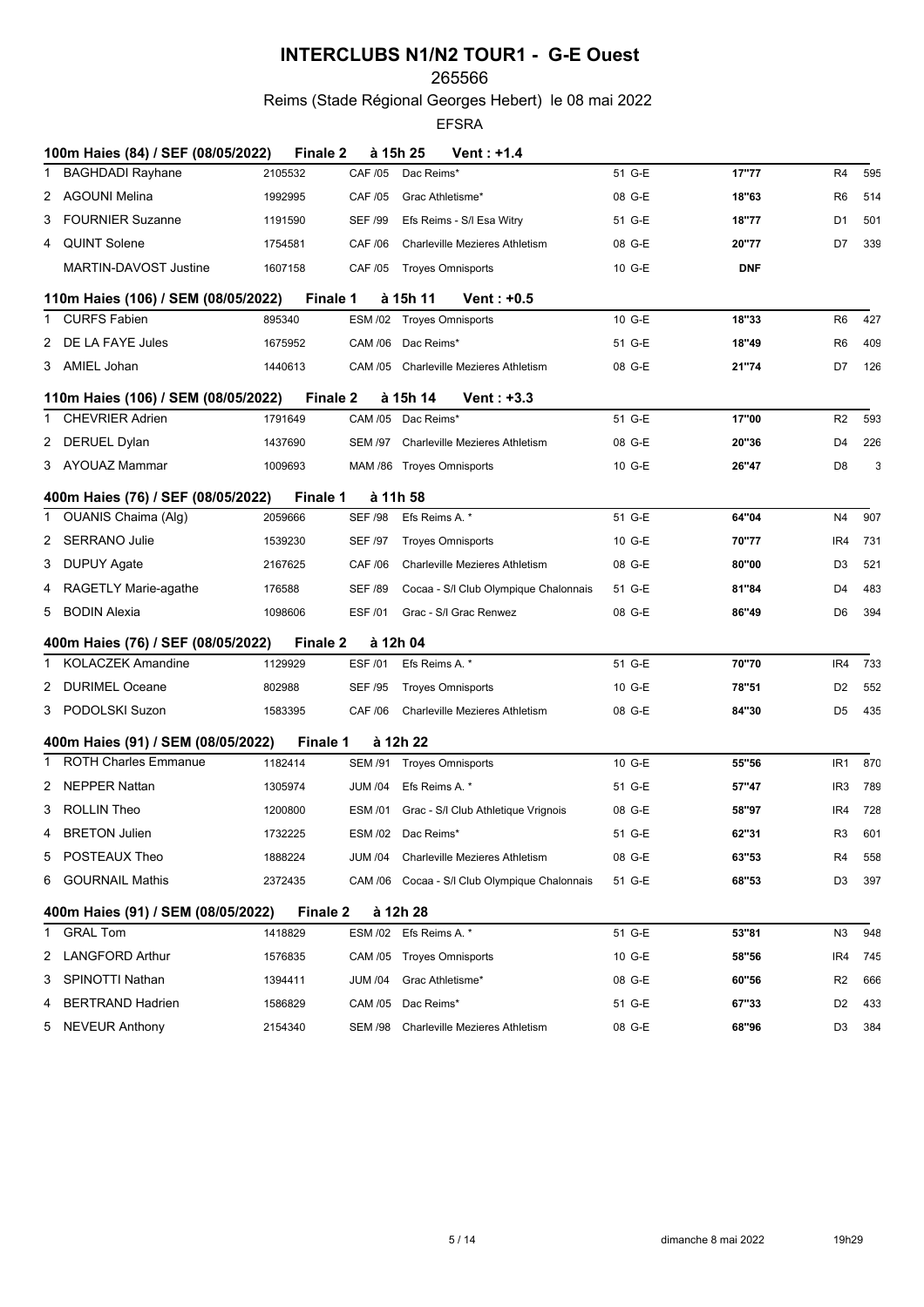# INTERCLUBS N1/N2 TOUR1 - G-E Ouest

265566

Reims (Stade Régional Georges Hebert) le 08 mai 2022

EFSRA

### 100m Haies (84) / SEF (08/05/2022) Finale 2 à 15h 25 Vent : +1.4

| | | | | | | | | |
|---|---|---|---|---|---|---|---|---|
| 1 | BAGHDADI Rayhane | 2105532 | CAF /05 | Dac Reims* | 51 G-E | **17''77** | R4 | 595 |
| 2 | AGOUNI Melina | 1992995 | CAF /05 | Grac Athletisme* | 08 G-E | **18''63** | R6 | 514 |
| 3 | FOURNIER Suzanne | 1191590 | SEF /99 | Efs Reims - S/l Esa Witry | 51 G-E | **18''77** | D1 | 501 |
| 4 | QUINT Solene | 1754581 | CAF /06 | Charleville Mezieres Athletism | 08 G-E | **20''77** | D7 | 339 |
| | MARTIN-DAVOST Justine | 1607158 | CAF /05 | Troyes Omnisports | 10 G-E | **DNF** | | |

### 110m Haies (106) / SEM (08/05/2022) Finale 1 à 15h 11 Vent : +0.5

| | | | | | | | | |
|---|---|---|---|---|---|---|---|---|
| 1 | CURFS Fabien | 895340 | ESM /02 | Troyes Omnisports | 10 G-E | **18''33** | R6 | 427 |
| 2 | DE LA FAYE Jules | 1675952 | CAM /06 | Dac Reims* | 51 G-E | **18''49** | R6 | 409 |
| 3 | AMIEL Johan | 1440613 | CAM /05 | Charleville Mezieres Athletism | 08 G-E | **21''74** | D7 | 126 |

### 110m Haies (106) / SEM (08/05/2022) Finale 2 à 15h 14 Vent : +3.3

| | | | | | | | | |
|---|---|---|---|---|---|---|---|---|
| 1 | CHEVRIER Adrien | 1791649 | CAM /05 | Dac Reims* | 51 G-E | **17''00** | R2 | 593 |
| 2 | DERUEL Dylan | 1437690 | SEM /97 | Charleville Mezieres Athletism | 08 G-E | **20''36** | D4 | 226 |
| 3 | AYOUAZ Mammar | 1009693 | MAM /86 | Troyes Omnisports | 10 G-E | **26''47** | D8 | 3 |

### 400m Haies (76) / SEF (08/05/2022) Finale 1 à 11h 58

| | | | | | | | | |
|---|---|---|---|---|---|---|---|---|
| 1 | OUANIS Chaima (Alg) | 2059666 | SEF /98 | Efs Reims A. * | 51 G-E | **64''04** | N4 | 907 |
| 2 | SERRANO Julie | 1539230 | SEF /97 | Troyes Omnisports | 10 G-E | **70''77** | IR4 | 731 |
| 3 | DUPUY Agate | 2167625 | CAF /06 | Charleville Mezieres Athletism | 08 G-E | **80''00** | D3 | 521 |
| 4 | RAGETLY Marie-agathe | 176588 | SEF /89 | Cocaa - S/l Club Olympique Chalonnais | 51 G-E | **81''84** | D4 | 483 |
| 5 | BODIN Alexia | 1098606 | ESF /01 | Grac - S/l Grac Renwez | 08 G-E | **86''49** | D6 | 394 |

### 400m Haies (76) / SEF (08/05/2022) Finale 2 à 12h 04

| | | | | | | | | |
|---|---|---|---|---|---|---|---|---|
| 1 | KOLACZEK Amandine | 1129929 | ESF /01 | Efs Reims A. * | 51 G-E | **70''70** | IR4 | 733 |
| 2 | DURIMEL Oceane | 802988 | SEF /95 | Troyes Omnisports | 10 G-E | **78''51** | D2 | 552 |
| 3 | PODOLSKI Suzon | 1583395 | CAF /06 | Charleville Mezieres Athletism | 08 G-E | **84''30** | D5 | 435 |

### 400m Haies (91) / SEM (08/05/2022) Finale 1 à 12h 22

| | | | | | | | | |
|---|---|---|---|---|---|---|---|---|
| 1 | ROTH Charles Emmanue | 1182414 | SEM /91 | Troyes Omnisports | 10 G-E | **55''56** | IR1 | 870 |
| 2 | NEPPER Nattan | 1305974 | JUM /04 | Efs Reims A. * | 51 G-E | **57''47** | IR3 | 789 |
| 3 | ROLLIN Theo | 1200800 | ESM /01 | Grac - S/l Club Athletique Vrignois | 08 G-E | **58''97** | IR4 | 728 |
| 4 | BRETON Julien | 1732225 | ESM /02 | Dac Reims* | 51 G-E | **62''31** | R3 | 601 |
| 5 | POSTEAUX Theo | 1888224 | JUM /04 | Charleville Mezieres Athletism | 08 G-E | **63''53** | R4 | 558 |
| 6 | GOURNAIL Mathis | 2372435 | CAM /06 | Cocaa - S/l Club Olympique Chalonnais | 51 G-E | **68''53** | D3 | 397 |

### 400m Haies (91) / SEM (08/05/2022) Finale 2 à 12h 28

| | | | | | | | | |
|---|---|---|---|---|---|---|---|---|
| 1 | GRAL Tom | 1418829 | ESM /02 | Efs Reims A. * | 51 G-E | **53''81** | N3 | 948 |
| 2 | LANGFORD Arthur | 1576835 | CAM /05 | Troyes Omnisports | 10 G-E | **58''56** | IR4 | 745 |
| 3 | SPINOTTI Nathan | 1394411 | JUM /04 | Grac Athletisme* | 08 G-E | **60''56** | R2 | 666 |
| 4 | BERTRAND Hadrien | 1586829 | CAM /05 | Dac Reims* | 51 G-E | **67''33** | D2 | 433 |
| 5 | NEVEUR Anthony | 2154340 | SEM /98 | Charleville Mezieres Athletism | 08 G-E | **68''96** | D3 | 384 |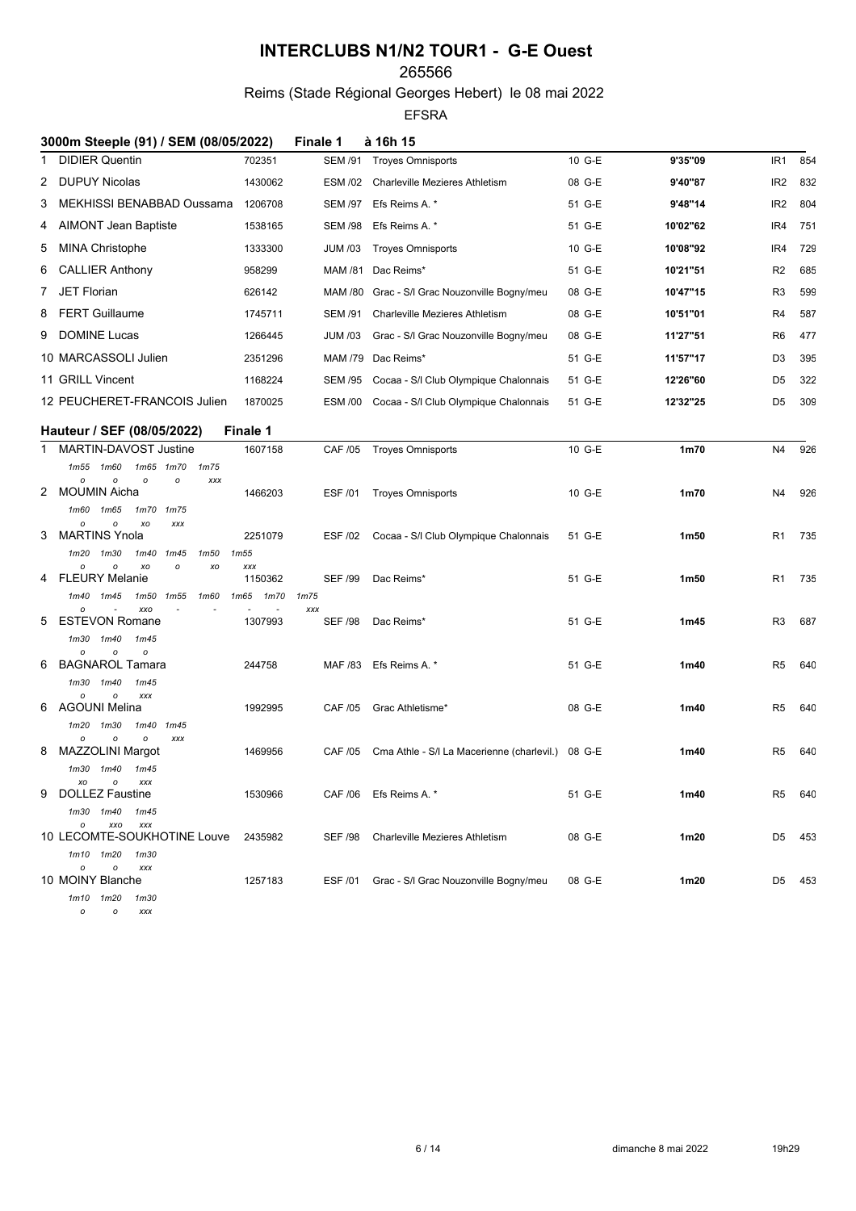# INTERCLUBS N1/N2 TOUR1 - G-E Ouest

265566

Reims (Stade Régional Georges Hebert) le 08 mai 2022

EFSRA

## 3000m Steeple (91) / SEM (08/05/2022) Finale 1 à 16h 15

| | | | | | | | | |
|---|---|---|---|---|---|---|---|---|
| 1 | DIDIER Quentin | 702351 | SEM /91 | Troyes Omnisports | 10 G-E | 9'35''09 | IR1 | 854 |
| 2 | DUPUY Nicolas | 1430062 | ESM /02 | Charleville Mezieres Athletism | 08 G-E | 9'40''87 | IR2 | 832 |
| 3 | MEKHISSI BENABBAD Oussama | 1206708 | SEM /97 | Efs Reims A. * | 51 G-E | 9'48''14 | IR2 | 804 |
| 4 | AIMONT Jean Baptiste | 1538165 | SEM /98 | Efs Reims A. * | 51 G-E | 10'02''62 | IR4 | 751 |
| 5 | MINA Christophe | 1333300 | JUM /03 | Troyes Omnisports | 10 G-E | 10'08''92 | IR4 | 729 |
| 6 | CALLIER Anthony | 958299 | MAM /81 | Dac Reims* | 51 G-E | 10'21''51 | R2 | 685 |
| 7 | JET Florian | 626142 | MAM /80 | Grac - S/l Grac Nouzonville Bogny/meu | 08 G-E | 10'47''15 | R3 | 599 |
| 8 | FERT Guillaume | 1745711 | SEM /91 | Charleville Mezieres Athletism | 08 G-E | 10'51''01 | R4 | 587 |
| 9 | DOMINE Lucas | 1266445 | JUM /03 | Grac - S/l Grac Nouzonville Bogny/meu | 08 G-E | 11'27''51 | R6 | 477 |
| 10 | MARCASSOLI Julien | 2351296 | MAM /79 | Dac Reims* | 51 G-E | 11'57''17 | D3 | 395 |
| 11 | GRILL Vincent | 1168224 | SEM /95 | Cocaa - S/l Club Olympique Chalonnais | 51 G-E | 12'26''60 | D5 | 322 |
| 12 | PEUCHERET-FRANCOIS Julien | 1870025 | ESM /00 | Cocaa - S/l Club Olympique Chalonnais | 51 G-E | 12'32''25 | D5 | 309 |

## Hauteur / SEF (08/05/2022) Finale 1

| | | | | | | | | |
|---|---|---|---|---|---|---|---|---|
| 1 | MARTIN-DAVOST Justine | 1607158 | CAF /05 | Troyes Omnisports | 10 G-E | 1m70 | N4 | 926 |
| | *1m55 1m60 1m65 1m70 1m75* / *o o o o xxx* | | | | | | | |
| 2 | MOUMIN Aicha | 1466203 | ESF /01 | Troyes Omnisports | 10 G-E | 1m70 | N4 | 926 |
| | *1m60 1m65 1m70 1m75* / *o o xo xxx* | | | | | | | |
| 3 | MARTINS Ynola | 2251079 | ESF /02 | Cocaa - S/l Club Olympique Chalonnais | 51 G-E | 1m50 | R1 | 735 |
| | *1m20 1m30 1m40 1m45 1m50 1m55* / *o o xo o xo xxx* | | | | | | | |
| 4 | FLEURY Melanie | 1150362 | SEF /99 | Dac Reims* | 51 G-E | 1m50 | R1 | 735 |
| | *1m40 1m45 1m50 1m55 1m60 1m65 1m70 1m75* / *o - xxo - - - - xxx* | | | | | | | |
| 5 | ESTEVON Romane | 1307993 | SEF /98 | Dac Reims* | 51 G-E | 1m45 | R3 | 687 |
| | *1m30 1m40 1m45* / *o o o* | | | | | | | |
| 6 | BAGNAROL Tamara | 244758 | MAF /83 | Efs Reims A. * | 51 G-E | 1m40 | R5 | 640 |
| | *1m30 1m40 1m45* / *o o xxx* | | | | | | | |
| 6 | AGOUNI Melina | 1992995 | CAF /05 | Grac Athletisme* | 08 G-E | 1m40 | R5 | 640 |
| | *1m20 1m30 1m40 1m45* / *o o o xxx* | | | | | | | |
| 8 | MAZZOLINI Margot | 1469956 | CAF /05 | Cma Athle - S/l La Macerienne (charlevil.) | 08 G-E | 1m40 | R5 | 640 |
| | *1m30 1m40 1m45* / *xo o xxx* | | | | | | | |
| 9 | DOLLEZ Faustine | 1530966 | CAF /06 | Efs Reims A. * | 51 G-E | 1m40 | R5 | 640 |
| | *1m30 1m40 1m45* / *o xxo xxx* | | | | | | | |
| 10 | LECOMTE-SOUKHOTINE Louve | 2435982 | SEF /98 | Charleville Mezieres Athletism | 08 G-E | 1m20 | D5 | 453 |
| | *1m10 1m20 1m30* / *o o xxx* | | | | | | | |
| 10 | MOINY Blanche | 1257183 | ESF /01 | Grac - S/l Grac Nouzonville Bogny/meu | 08 G-E | 1m20 | D5 | 453 |
| | *1m10 1m20 1m30* / *o o xxx* | | | | | | | |

dimanche 8 mai 2022 19h29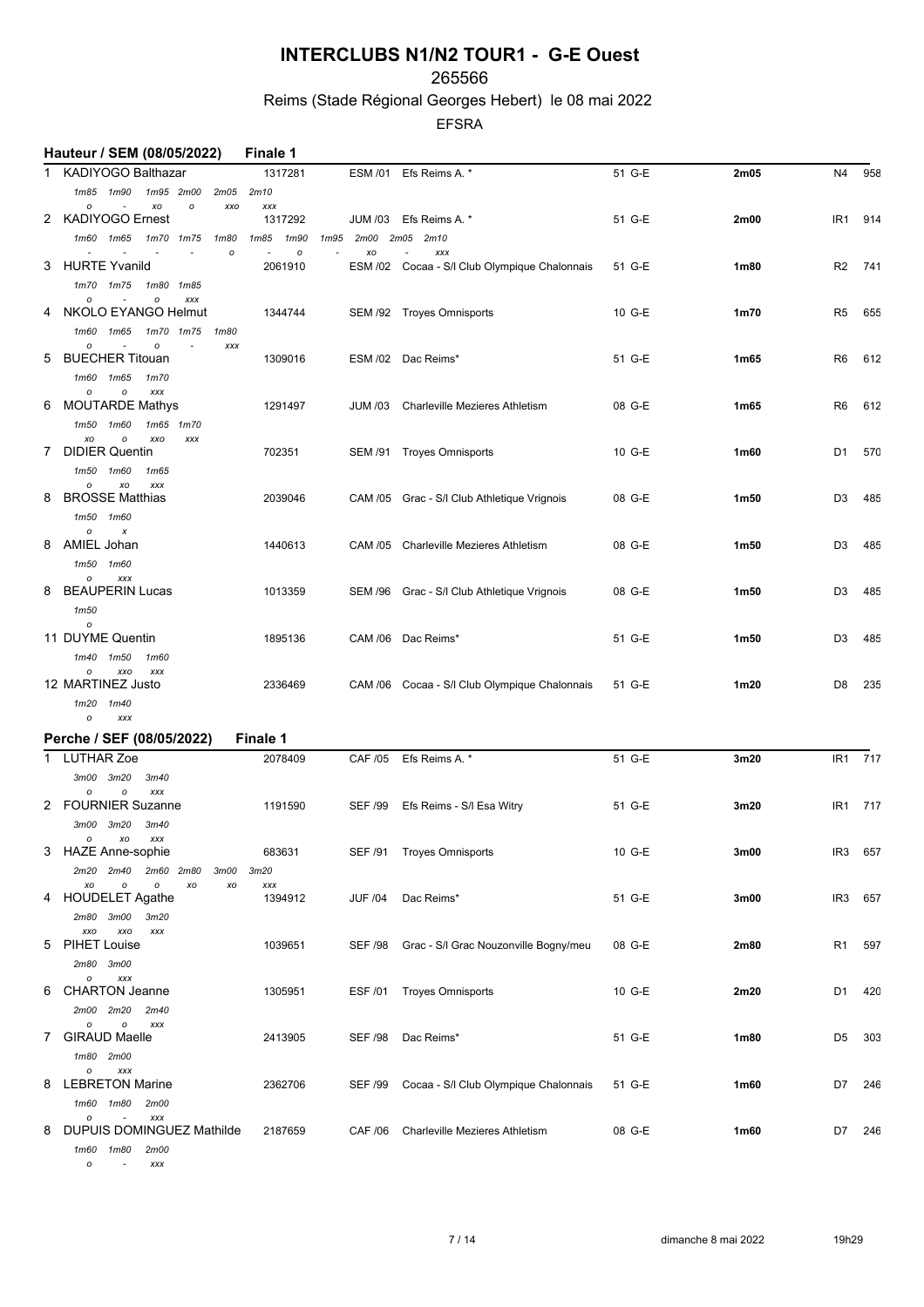# INTERCLUBS N1/N2 TOUR1 - G-E Ouest

265566

Reims (Stade Régional Georges Hebert) le 08 mai 2022

EFSRA

## Hauteur / SEM (08/05/2022) Finale 1

| | | | | | | | | |
|---|---|---|---|---|---|---|---|---|
| 1 | KADIYOGO Balthazar | 1317281 | ESM /01 | Efs Reims A. * | 51 G-E | 2m05 | N4 | 958 |
| | *1m85 1m90 1m95 2m00 2m05 2m10* <br> *o - xo o xxo xxx* | | | | | | | |
| 2 | KADIYOGO Ernest | 1317292 | JUM /03 | Efs Reims A. * | 51 G-E | 2m00 | IR1 | 914 |
| | *1m60 1m65 1m70 1m75 1m80 1m85 1m90 1m95 2m00 2m05 2m10* <br> *- - - - o - o - xo - xxx* | | | | | | | |
| 3 | HURTE Yvanild | 2061910 | ESM /02 | Cocaa - S/l Club Olympique Chalonnais | 51 G-E | 1m80 | R2 | 741 |
| | *1m70 1m75 1m80 1m85* <br> *o - o xxx* | | | | | | | |
| 4 | NKOLO EYANGO Helmut | 1344744 | SEM /92 | Troyes Omnisports | 10 G-E | 1m70 | R5 | 655 |
| | *1m60 1m65 1m70 1m75 1m80* <br> *o - o - xxx* | | | | | | | |
| 5 | BUECHER Titouan | 1309016 | ESM /02 | Dac Reims* | 51 G-E | 1m65 | R6 | 612 |
| | *1m60 1m65 1m70* <br> *o o xxx* | | | | | | | |
| 6 | MOUTARDE Mathys | 1291497 | JUM /03 | Charleville Mezieres Athletism | 08 G-E | 1m65 | R6 | 612 |
| | *1m50 1m60 1m65 1m70* <br> *xo o xxo xxx* | | | | | | | |
| 7 | DIDIER Quentin | 702351 | SEM /91 | Troyes Omnisports | 10 G-E | 1m60 | D1 | 570 |
| | *1m50 1m60 1m65* <br> *o xo xxx* | | | | | | | |
| 8 | BROSSE Matthias | 2039046 | CAM /05 | Grac - S/l Club Athletique Vrignois | 08 G-E | 1m50 | D3 | 485 |
| | *1m50 1m60* <br> *o x* | | | | | | | |
| 8 | AMIEL Johan | 1440613 | CAM /05 | Charleville Mezieres Athletism | 08 G-E | 1m50 | D3 | 485 |
| | *1m50 1m60* <br> *o xxx* | | | | | | | |
| 8 | BEAUPERIN Lucas | 1013359 | SEM /96 | Grac - S/l Club Athletique Vrignois | 08 G-E | 1m50 | D3 | 485 |
| | *1m50* <br> *o* | | | | | | | |
| 11 | DUYME Quentin | 1895136 | CAM /06 | Dac Reims* | 51 G-E | 1m50 | D3 | 485 |
| | *1m40 1m50 1m60* <br> *o xxo xxx* | | | | | | | |
| 12 | MARTINEZ Justo | 2336469 | CAM /06 | Cocaa - S/l Club Olympique Chalonnais | 51 G-E | 1m20 | D8 | 235 |
| | *1m20 1m40* <br> *o xxx* | | | | | | | |

## Perche / SEF (08/05/2022) Finale 1

| | | | | | | | | |
|---|---|---|---|---|---|---|---|---|
| 1 | LUTHAR Zoe | 2078409 | CAF /05 | Efs Reims A. * | 51 G-E | 3m20 | IR1 | 717 |
| | *3m00 3m20 3m40* <br> *o o xxx* | | | | | | | |
| 2 | FOURNIER Suzanne | 1191590 | SEF /99 | Efs Reims - S/l Esa Witry | 51 G-E | 3m20 | IR1 | 717 |
| | *3m00 3m20 3m40* <br> *o xo xxx* | | | | | | | |
| 3 | HAZE Anne-sophie | 683631 | SEF /91 | Troyes Omnisports | 10 G-E | 3m00 | IR3 | 657 |
| | *2m20 2m40 2m60 2m80 3m00 3m20* <br> *xo o o xo xo xxx* | | | | | | | |
| 4 | HOUDELET Agathe | 1394912 | JUF /04 | Dac Reims* | 51 G-E | 3m00 | IR3 | 657 |
| | *2m80 3m00 3m20* <br> *xxo xxo xxx* | | | | | | | |
| 5 | PIHET Louise | 1039651 | SEF /98 | Grac - S/l Grac Nouzonville Bogny/meu | 08 G-E | 2m80 | R1 | 597 |
| | *2m80 3m00* <br> *o xxx* | | | | | | | |
| 6 | CHARTON Jeanne | 1305951 | ESF /01 | Troyes Omnisports | 10 G-E | 2m20 | D1 | 420 |
| | *2m00 2m20 2m40* <br> *o o xxx* | | | | | | | |
| 7 | GIRAUD Maelle | 2413905 | SEF /98 | Dac Reims* | 51 G-E | 1m80 | D5 | 303 |
| | *1m80 2m00* <br> *o xxx* | | | | | | | |
| 8 | LEBRETON Marine | 2362706 | SEF /99 | Cocaa - S/l Club Olympique Chalonnais | 51 G-E | 1m60 | D7 | 246 |
| | *1m60 1m80 2m00* <br> *o - xxx* | | | | | | | |
| 8 | DUPUIS DOMINGUEZ Mathilde | 2187659 | CAF /06 | Charleville Mezieres Athletism | 08 G-E | 1m60 | D7 | 246 |
| | *1m60 1m80 2m00* <br> *o - xxx* | | | | | | | |

dimanche 8 mai 2022 19h29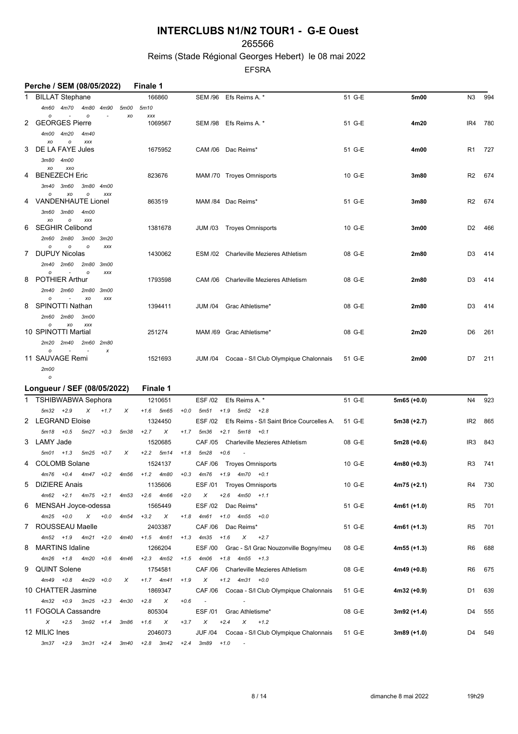# INTERCLUBS N1/N2 TOUR1 - G-E Ouest

265566

Reims (Stade Régional Georges Hebert) le 08 mai 2022

EFSRA

## Perche / SEM (08/05/2022) Finale 1

| | | | | | | | | |
|---|---|---|---|---|---|---|---|---|
| 1 | BILLAT Stephane | 166860 | SEM /96 | Efs Reims A. * | 51 G-E | 5m00 | N3 | 994 |
| | *4m60 4m70 4m80 4m90 5m00 5m10* / *o - o - xo xxx* | | | | | | | |
| 2 | GEORGES Pierre | 1069567 | SEM /98 | Efs Reims A. * | 51 G-E | 4m20 | IR4 | 780 |
| | *4m00 4m20 4m40* / *xo o xxx* | | | | | | | |
| 3 | DE LA FAYE Jules | 1675952 | CAM /06 | Dac Reims* | 51 G-E | 4m00 | R1 | 727 |
| | *3m80 4m00* / *xo xxo* | | | | | | | |
| 4 | BENEZECH Eric | 823676 | MAM /70 | Troyes Omnisports | 10 G-E | 3m80 | R2 | 674 |
| | *3m40 3m60 3m80 4m00* / *o xo o xxx* | | | | | | | |
| 4 | VANDENHAUTE Lionel | 863519 | MAM /84 | Dac Reims* | 51 G-E | 3m80 | R2 | 674 |
| | *3m60 3m80 4m00* / *xo o xxx* | | | | | | | |
| 6 | SEGHIR Celibond | 1381678 | JUM /03 | Troyes Omnisports | 10 G-E | 3m00 | D2 | 466 |
| | *2m60 2m80 3m00 3m20* / *o o o xxx* | | | | | | | |
| 7 | DUPUY Nicolas | 1430062 | ESM /02 | Charleville Mezieres Athletism | 08 G-E | 2m80 | D3 | 414 |
| | *2m40 2m60 2m80 3m00* / *o - o xxx* | | | | | | | |
| 8 | POTHIER Arthur | 1793598 | CAM /06 | Charleville Mezieres Athletism | 08 G-E | 2m80 | D3 | 414 |
| | *2m40 2m60 2m80 3m00* / *o - xo xxx* | | | | | | | |
| 8 | SPINOTTI Nathan | 1394411 | JUM /04 | Grac Athletisme* | 08 G-E | 2m80 | D3 | 414 |
| | *2m60 2m80 3m00* / *o xo xxx* | | | | | | | |
| 10 | SPINOTTI Martial | 251274 | MAM /69 | Grac Athletisme* | 08 G-E | 2m20 | D6 | 261 |
| | *2m20 2m40 2m60 2m80* / *o - - x* | | | | | | | |
| 11 | SAUVAGE Remi | 1521693 | JUM /04 | Cocaa - S/l Club Olympique Chalonnais | 51 G-E | 2m00 | D7 | 211 |
| | *2m00* / *o* | | | | | | | |

## Longueur / SEF (08/05/2022) Finale 1

| | | | | | | | | |
|---|---|---|---|---|---|---|---|---|
| 1 | TSHIBWABWA Sephora | 1210651 | ESF /02 | Efs Reims A. * | 51 G-E | 5m65 (+0.0) | N4 | 923 |
| | *5m32 +2.9 X +1.7 X +1.6 5m65 +0.0 5m51 +1.9 5m52 +2.8* | | | | | | | |
| 2 | LEGRAND Eloise | 1324450 | ESF /02 | Efs Reims - S/l Saint Brice Courcelles A. | 51 G-E | 5m38 (+2.7) | IR2 | 865 |
| | *5m18 +0.5 5m27 +0.3 5m38 +2.7 X +1.7 5m36 +2.1 5m18 +0.1* | | | | | | | |
| 3 | LAMY Jade | 1520685 | CAF /05 | Charleville Mezieres Athletism | 08 G-E | 5m28 (+0.6) | IR3 | 843 |
| | *5m01 +1.3 5m25 +0.7 X +2.2 5m14 +1.8 5m28 +0.6 -* | | | | | | | |
| 4 | COLOMB Solane | 1524137 | CAF /06 | Troyes Omnisports | 10 G-E | 4m80 (+0.3) | R3 | 741 |
| | *4m76 +0.4 4m47 +0.2 4m56 +1.2 4m80 +0.3 4m76 +1.9 4m70 +0.1* | | | | | | | |
| 5 | DIZIERE Anais | 1135606 | ESF /01 | Troyes Omnisports | 10 G-E | 4m75 (+2.1) | R4 | 730 |
| | *4m62 +2.1 4m75 +2.1 4m53 +2.6 4m66 +2.0 X +2.6 4m50 +1.1* | | | | | | | |
| 6 | MENSAH Joyce-odessa | 1565449 | ESF /02 | Dac Reims* | 51 G-E | 4m61 (+1.0) | R5 | 701 |
| | *4m25 +0.0 X +0.0 4m54 +3.2 X +1.8 4m61 +1.0 4m55 +0.0* | | | | | | | |
| 7 | ROUSSEAU Maelle | 2403387 | CAF /06 | Dac Reims* | 51 G-E | 4m61 (+1.3) | R5 | 701 |
| | *4m52 +1.9 4m21 +2.0 4m40 +1.5 4m61 +1.3 4m35 +1.6 X +2.7* | | | | | | | |
| 8 | MARTINS Idaline | 1266204 | ESF /00 | Grac - S/l Grac Nouzonville Bogny/meu | 08 G-E | 4m55 (+1.3) | R6 | 688 |
| | *4m26 +1.8 4m20 +0.6 4m46 +2.3 4m52 +1.5 4m06 +1.8 4m55 +1.3* | | | | | | | |
| 9 | QUINT Solene | 1754581 | CAF /06 | Charleville Mezieres Athletism | 08 G-E | 4m49 (+0.8) | R6 | 675 |
| | *4m49 +0.8 4m29 +0.0 X +1.7 4m41 +1.9 X +1.2 4m31 +0.0* | | | | | | | |
| 10 | CHATTER Jasmine | 1869347 | CAF /06 | Cocaa - S/l Club Olympique Chalonnais | 51 G-E | 4m32 (+0.9) | D1 | 639 |
| | *4m32 +0.9 3m25 +2.3 4m30 +2.8 X +0.6 - -* | | | | | | | |
| 11 | FOGOLA Cassandre | 805304 | ESF /01 | Grac Athletisme* | 08 G-E | 3m92 (+1.4) | D4 | 555 |
| | *X +2.5 3m92 +1.4 3m86 +1.6 X +3.7 X +2.4 X +1.2* | | | | | | | |
| 12 | MILIC Ines | 2046073 | JUF /04 | Cocaa - S/l Club Olympique Chalonnais | 51 G-E | 3m89 (+1.0) | D4 | 549 |
| | *3m37 +2.9 3m31 +2.4 3m40 +2.8 3m42 +2.4 3m89 +1.0 -* | | | | | | | |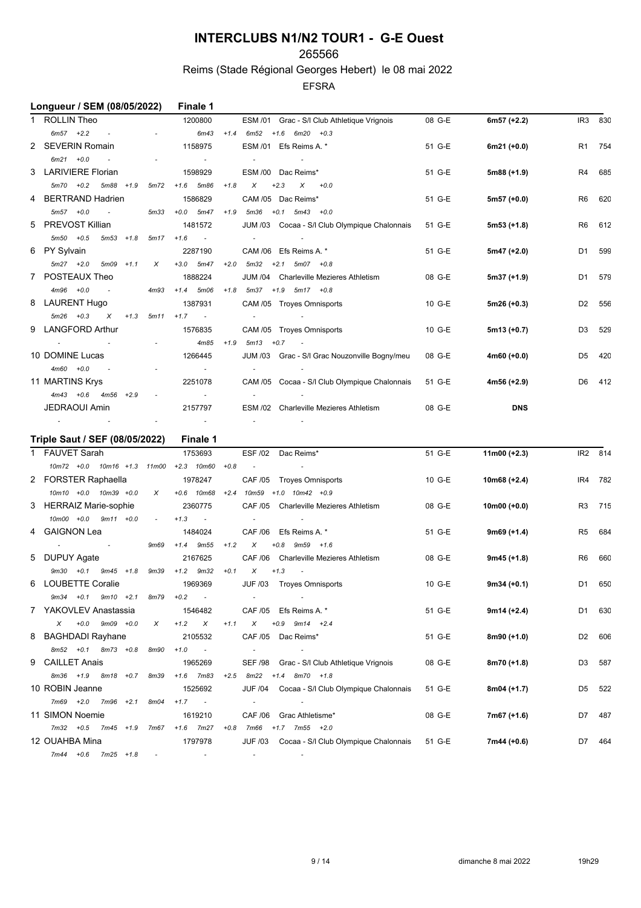# INTERCLUBS N1/N2 TOUR1 - G-E Ouest

265566

Reims (Stade Régional Georges Hebert) le 08 mai 2022

EFSRA

## Longueur / SEM (08/05/2022) Finale 1

| | | | | | | | | |
|---|---|---|---|---|---|---|---|---|
| 1 | ROLLIN Theo | 1200800 | ESM /01 | Grac - S/l Club Athletique Vrignois | 08 G-E | **6m57 (+2.2)** | IR3 | 830 |
| | *6m57 +2.2 - - 6m43 +1.4 6m52 +1.6 6m20 +0.3* | | | | | | | |
| 2 | SEVERIN Romain | 1158975 | ESM /01 | Efs Reims A. * | 51 G-E | **6m21 (+0.0)** | R1 | 754 |
| | *6m21 +0.0 - - - - -* | | | | | | | |
| 3 | LARIVIERE Florian | 1598929 | ESM /00 | Dac Reims* | 51 G-E | **5m88 (+1.9)** | R4 | 685 |
| | *5m70 +0.2 5m88 +1.9 5m72 +1.6 5m86 +1.8 X +2.3 X +0.0* | | | | | | | |
| 4 | BERTRAND Hadrien | 1586829 | CAM /05 | Dac Reims* | 51 G-E | **5m57 (+0.0)** | R6 | 620 |
| | *5m57 +0.0 - 5m33 +0.0 5m47 +1.9 5m36 +0.1 5m43 +0.0* | | | | | | | |
| 5 | PREVOST Killian | 1481572 | JUM /03 | Cocaa - S/l Club Olympique Chalonnais | 51 G-E | **5m53 (+1.8)** | R6 | 612 |
| | *5m50 +0.5 5m53 +1.8 5m17 +1.6 - - -* | | | | | | | |
| 6 | PY Sylvain | 2287190 | CAM /06 | Efs Reims A. * | 51 G-E | **5m47 (+2.0)** | D1 | 599 |
| | *5m27 +2.0 5m09 +1.1 X +3.0 5m47 +2.0 5m32 +2.1 5m07 +0.8* | | | | | | | |
| 7 | POSTEAUX Theo | 1888224 | JUM /04 | Charleville Mezieres Athletism | 08 G-E | **5m37 (+1.9)** | D1 | 579 |
| | *4m96 +0.0 - 4m93 +1.4 5m06 +1.8 5m37 +1.9 5m17 +0.8* | | | | | | | |
| 8 | LAURENT Hugo | 1387931 | CAM /05 | Troyes Omnisports | 10 G-E | **5m26 (+0.3)** | D2 | 556 |
| | *5m26 +0.3 X +1.3 5m11 +1.7 - - -* | | | | | | | |
| 9 | LANGFORD Arthur | 1576835 | CAM /05 | Troyes Omnisports | 10 G-E | **5m13 (+0.7)** | D3 | 529 |
| | *- - - 4m85 +1.9 5m13 +0.7 -* | | | | | | | |
| 10 | DOMINE Lucas | 1266445 | JUM /03 | Grac - S/l Grac Nouzonville Bogny/meu | 08 G-E | **4m60 (+0.0)** | D5 | 420 |
| | *4m60 +0.0 - - - - -* | | | | | | | |
| 11 | MARTINS Krys | 2251078 | CAM /05 | Cocaa - S/l Club Olympique Chalonnais | 51 G-E | **4m56 (+2.9)** | D6 | 412 |
| | *4m43 +0.6 4m56 +2.9 - - - -* | | | | | | | |
| | JEDRAOUI Amin | 2157797 | ESM /02 | Charleville Mezieres Athletism | 08 G-E | **DNS** | | |
| | *- - - - - -* | | | | | | | |

## Triple Saut / SEF (08/05/2022) Finale 1

| | | | | | | | | |
|---|---|---|---|---|---|---|---|---|
| 1 | FAUVET Sarah | 1753693 | ESF /02 | Dac Reims* | 51 G-E | **11m00 (+2.3)** | IR2 | 814 |
| | *10m72 +0.0 10m16 +1.3 11m00 +2.3 10m60 +0.8 - -* | | | | | | | |
| 2 | FORSTER Raphaella | 1978247 | CAF /05 | Troyes Omnisports | 10 G-E | **10m68 (+2.4)** | IR4 | 782 |
| | *10m10 +0.0 10m39 +0.0 X +0.6 10m68 +2.4 10m59 +1.0 10m42 +0.9* | | | | | | | |
| 3 | HERRAIZ Marie-sophie | 2360775 | CAF /05 | Charleville Mezieres Athletism | 08 G-E | **10m00 (+0.0)** | R3 | 715 |
| | *10m00 +0.0 9m11 +0.0 - +1.3 - - -* | | | | | | | |
| 4 | GAIGNON Lea | 1484024 | CAF /06 | Efs Reims A. * | 51 G-E | **9m69 (+1.4)** | R5 | 684 |
| | *- - 9m69 +1.4 9m55 +1.2 X +0.8 9m59 +1.6* | | | | | | | |
| 5 | DUPUY Agate | 2167625 | CAF /06 | Charleville Mezieres Athletism | 08 G-E | **9m45 (+1.8)** | R6 | 660 |
| | *9m30 +0.1 9m45 +1.8 9m39 +1.2 9m32 +0.1 X +1.3 -* | | | | | | | |
| 6 | LOUBETTE Coralie | 1969369 | JUF /03 | Troyes Omnisports | 10 G-E | **9m34 (+0.1)** | D1 | 650 |
| | *9m34 +0.1 9m10 +2.1 8m79 +0.2 - - -* | | | | | | | |
| 7 | YAKOVLEV Anastassia | 1546482 | CAF /05 | Efs Reims A. * | 51 G-E | **9m14 (+2.4)** | D1 | 630 |
| | *X +0.0 9m09 +0.0 X +1.2 X +1.1 X +0.9 9m14 +2.4* | | | | | | | |
| 8 | BAGHDADI Rayhane | 2105532 | CAF /05 | Dac Reims* | 51 G-E | **8m90 (+1.0)** | D2 | 606 |
| | *8m52 +0.1 8m73 +0.8 8m90 +1.0 - - -* | | | | | | | |
| 9 | CAILLET Anais | 1965269 | SEF /98 | Grac - S/l Club Athletique Vrignois | 08 G-E | **8m70 (+1.8)** | D3 | 587 |
| | *8m36 +1.9 8m18 +0.7 8m39 +1.6 7m83 +2.5 8m22 +1.4 8m70 +1.8* | | | | | | | |
| 10 | ROBIN Jeanne | 1525692 | JUF /04 | Cocaa - S/l Club Olympique Chalonnais | 51 G-E | **8m04 (+1.7)** | D5 | 522 |
| | *7m69 +2.0 7m96 +2.1 8m04 +1.7 - - -* | | | | | | | |
| 11 | SIMON Noemie | 1619210 | CAF /06 | Grac Athletisme* | 08 G-E | **7m67 (+1.6)** | D7 | 487 |
| | *7m32 +0.5 7m45 +1.9 7m67 +1.6 7m27 +0.8 7m66 +1.7 7m55 +2.0* | | | | | | | |
| 12 | OUAHBA Mina | 1797978 | JUF /03 | Cocaa - S/l Club Olympique Chalonnais | 51 G-E | **7m44 (+0.6)** | D7 | 464 |
| | *7m44 +0.6 7m25 +1.8 - - - -* | | | | | | | |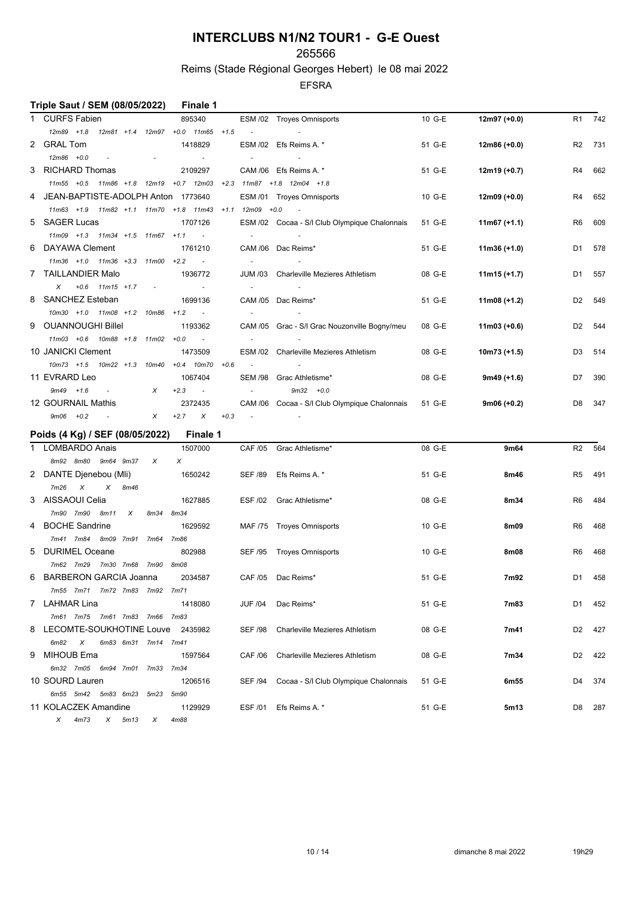# INTERCLUBS N1/N2 TOUR1 - G-E Ouest

265566

Reims (Stade Régional Georges Hebert) le 08 mai 2022

EFSRA

### Triple Saut / SEM (08/05/2022) Finale 1

| | | | | | | | | |
|---|---|---|---|---|---|---|---|---|
| 1 | CURFS Fabien | 895340 | ESM /02 | Troyes Omnisports | 10 G-E | **12m97 (+0.0)** | R1 | 742 |
| | *12m89 +1.8 12m81 +1.4 12m97 +0.0 11m65 +1.5 - -* | | | | | | | |
| 2 | GRAL Tom | 1418829 | ESM /02 | Efs Reims A. * | 51 G-E | **12m86 (+0.0)** | R2 | 731 |
| | *12m86 +0.0 - - - - -* | | | | | | | |
| 3 | RICHARD Thomas | 2109297 | CAM /06 | Efs Reims A. * | 51 G-E | **12m19 (+0.7)** | R4 | 662 |
| | *11m55 +0.5 11m86 +1.8 12m19 +0.7 12m03 +2.3 11m87 +1.8 12m04 +1.8* | | | | | | | |
| 4 | JEAN-BAPTISTE-ADOLPH Anton | 1773640 | ESM /01 | Troyes Omnisports | 10 G-E | **12m09 (+0.0)** | R4 | 652 |
| | *11m63 +1.9 11m82 +1.1 11m70 +1.8 11m43 +1.1 12m09 +0.0 -* | | | | | | | |
| 5 | SAGER Lucas | 1707126 | ESM /02 | Cocaa - S/l Club Olympique Chalonnais | 51 G-E | **11m67 (+1.1)** | R6 | 609 |
| | *11m09 +1.3 11m34 +1.5 11m67 +1.1 - - -* | | | | | | | |
| 6 | DAYAWA Clement | 1761210 | CAM /06 | Dac Reims* | 51 G-E | **11m36 (+1.0)** | D1 | 578 |
| | *11m36 +1.0 11m36 +3.3 11m00 +2.2 - - -* | | | | | | | |
| 7 | TAILLANDIER Malo | 1936772 | JUM /03 | Charleville Mezieres Athletism | 08 G-E | **11m15 (+1.7)** | D1 | 557 |
| | *X +0.6 11m15 +1.7 - - - -* | | | | | | | |
| 8 | SANCHEZ Esteban | 1699136 | CAM /05 | Dac Reims* | 51 G-E | **11m08 (+1.2)** | D2 | 549 |
| | *10m30 +1.0 11m08 +1.2 10m86 +1.2 - - -* | | | | | | | |
| 9 | OUANNOUGHI Billel | 1193362 | CAM /05 | Grac - S/l Grac Nouzonville Bogny/meu | 08 G-E | **11m03 (+0.6)** | D2 | 544 |
| | *11m03 +0.6 10m88 +1.8 11m02 +0.0 - - -* | | | | | | | |
| 10 | JANICKI Clement | 1473509 | ESM /02 | Charleville Mezieres Athletism | 08 G-E | **10m73 (+1.5)** | D3 | 514 |
| | *10m73 +1.5 10m22 +1.3 10m40 +0.4 10m70 +0.6 - -* | | | | | | | |
| 11 | EVRARD Leo | 1067404 | SEM /98 | Grac Athletisme* | 08 G-E | **9m49 (+1.6)** | D7 | 390 |
| | *9m49 +1.6 - X +2.3 - - 9m32 +0.0* | | | | | | | |
| 12 | GOURNAIL Mathis | 2372435 | CAM /06 | Cocaa - S/l Club Olympique Chalonnais | 51 G-E | **9m06 (+0.2)** | D8 | 347 |
| | *9m06 +0.2 - X +2.7 X +0.3 - -* | | | | | | | |

### Poids (4 Kg) / SEF (08/05/2022) Finale 1

| | | | | | | | | |
|---|---|---|---|---|---|---|---|---|
| 1 | LOMBARDO Anais | 1507000 | CAF /05 | Grac Athletisme* | 08 G-E | **9m64** | R2 | 564 |
| | *8m92 8m80 9m64 9m37 X X* | | | | | | | |
| 2 | DANTE Djenebou (Mli) | 1650242 | SEF /89 | Efs Reims A. * | 51 G-E | **8m46** | R5 | 491 |
| | *7m26 X X 8m46* | | | | | | | |
| 3 | AISSAOUI Celia | 1627885 | ESF /02 | Grac Athletisme* | 08 G-E | **8m34** | R6 | 484 |
| | *7m90 7m90 8m11 X 8m34 8m34* | | | | | | | |
| 4 | BOCHE Sandrine | 1629592 | MAF /75 | Troyes Omnisports | 10 G-E | **8m09** | R6 | 468 |
| | *7m41 7m84 8m09 7m91 7m64 7m86* | | | | | | | |
| 5 | DURIMEL Oceane | 802988 | SEF /95 | Troyes Omnisports | 10 G-E | **8m08** | R6 | 468 |
| | *7m62 7m29 7m30 7m68 7m90 8m08* | | | | | | | |
| 6 | BARBERON GARCIA Joanna | 2034587 | CAF /05 | Dac Reims* | 51 G-E | **7m92** | D1 | 458 |
| | *7m55 7m71 7m72 7m83 7m92 7m71* | | | | | | | |
| 7 | LAHMAR Lina | 1418080 | JUF /04 | Dac Reims* | 51 G-E | **7m83** | D1 | 452 |
| | *7m61 7m75 7m61 7m83 7m66 7m83* | | | | | | | |
| 8 | LECOMTE-SOUKHOTINE Louve | 2435982 | SEF /98 | Charleville Mezieres Athletism | 08 G-E | **7m41** | D2 | 427 |
| | *6m82 X 6m83 6m31 7m14 7m41* | | | | | | | |
| 9 | MIHOUB Ema | 1597564 | CAF /06 | Charleville Mezieres Athletism | 08 G-E | **7m34** | D2 | 422 |
| | *6m32 7m05 6m94 7m01 7m33 7m34* | | | | | | | |
| 10 | SOURD Lauren | 1206516 | SEF /94 | Cocaa - S/l Club Olympique Chalonnais | 51 G-E | **6m55** | D4 | 374 |
| | *6m55 5m42 5m83 6m23 5m23 5m90* | | | | | | | |
| 11 | KOLACZEK Amandine | 1129929 | ESF /01 | Efs Reims A. * | 51 G-E | **5m13** | D8 | 287 |
| | *X 4m73 X 5m13 X 4m88* | | | | | | | |

dimanche 8 mai 2022 19h29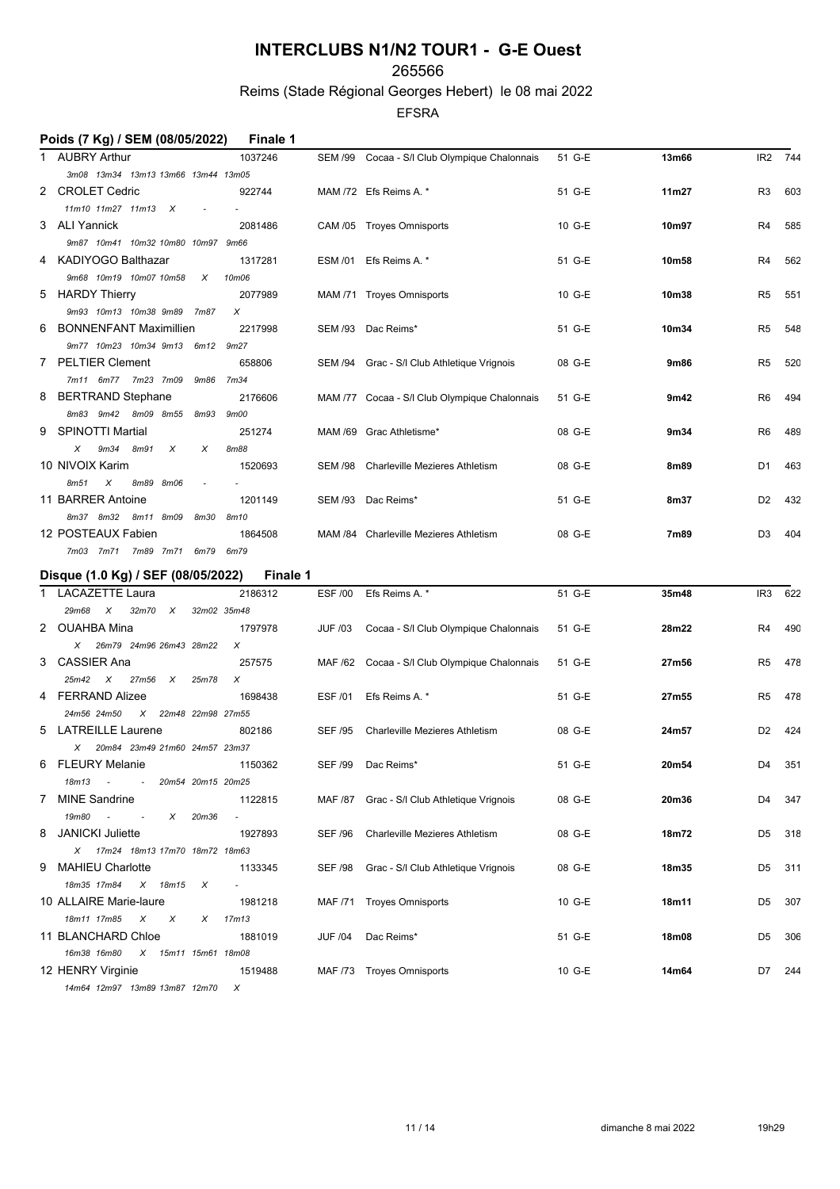# INTERCLUBS N1/N2 TOUR1 - G-E Ouest

265566

Reims (Stade Régional Georges Hebert) le 08 mai 2022

EFSRA

## Poids (7 Kg) / SEM (08/05/2022) Finale 1

| | | | | | | | | | |
|---|---|---|---|---|---|---|---|---|---|
| 1 | AUBRY Arthur | 1037246 | SEM /99 | Cocaa - S/l Club Olympique Chalonnais | 51 G-E | 13m66 | IR2 | 744 |
| | *3m08 13m34 13m13 13m66 13m44 13m05* | | | | | | | |
| 2 | CROLET Cedric | 922744 | MAM /72 | Efs Reims A. * | 51 G-E | 11m27 | R3 | 603 |
| | *11m10 11m27 11m13 X - -* | | | | | | | |
| 3 | ALI Yannick | 2081486 | CAM /05 | Troyes Omnisports | 10 G-E | 10m97 | R4 | 585 |
| | *9m87 10m41 10m32 10m80 10m97 9m66* | | | | | | | |
| 4 | KADIYOGO Balthazar | 1317281 | ESM /01 | Efs Reims A. * | 51 G-E | 10m58 | R4 | 562 |
| | *9m68 10m19 10m07 10m58 X 10m06* | | | | | | | |
| 5 | HARDY Thierry | 2077989 | MAM /71 | Troyes Omnisports | 10 G-E | 10m38 | R5 | 551 |
| | *9m93 10m13 10m38 9m89 7m87 X* | | | | | | | |
| 6 | BONNENFANT Maximillien | 2217998 | SEM /93 | Dac Reims* | 51 G-E | 10m34 | R5 | 548 |
| | *9m77 10m23 10m34 9m13 6m12 9m27* | | | | | | | |
| 7 | PELTIER Clement | 658806 | SEM /94 | Grac - S/l Club Athletique Vrignois | 08 G-E | 9m86 | R5 | 520 |
| | *7m11 6m77 7m23 7m09 9m86 7m34* | | | | | | | |
| 8 | BERTRAND Stephane | 2176606 | MAM /77 | Cocaa - S/l Club Olympique Chalonnais | 51 G-E | 9m42 | R6 | 494 |
| | *8m83 9m42 8m09 8m55 8m93 9m00* | | | | | | | |
| 9 | SPINOTTI Martial | 251274 | MAM /69 | Grac Athletisme* | 08 G-E | 9m34 | R6 | 489 |
| | *X 9m34 8m91 X X 8m88* | | | | | | | |
| 10 | NIVOIX Karim | 1520693 | SEM /98 | Charleville Mezieres Athletism | 08 G-E | 8m89 | D1 | 463 |
| | *8m51 X 8m89 8m06 - -* | | | | | | | |
| 11 | BARRER Antoine | 1201149 | SEM /93 | Dac Reims* | 51 G-E | 8m37 | D2 | 432 |
| | *8m37 8m32 8m11 8m09 8m30 8m10* | | | | | | | |
| 12 | POSTEAUX Fabien | 1864508 | MAM /84 | Charleville Mezieres Athletism | 08 G-E | 7m89 | D3 | 404 |
| | *7m03 7m71 7m89 7m71 6m79 6m79* | | | | | | | |

## Disque (1.0 Kg) / SEF (08/05/2022) Finale 1

| | | | | | | | | |
|---|---|---|---|---|---|---|---|---|
| 1 | LACAZETTE Laura | 2186312 | ESF /00 | Efs Reims A. * | 51 G-E | 35m48 | IR3 | 622 |
| | *29m68 X 32m70 X 32m02 35m48* | | | | | | | |
| 2 | OUAHBA Mina | 1797978 | JUF /03 | Cocaa - S/l Club Olympique Chalonnais | 51 G-E | 28m22 | R4 | 490 |
| | *X 26m79 24m96 26m43 28m22 X* | | | | | | | |
| 3 | CASSIER Ana | 257575 | MAF /62 | Cocaa - S/l Club Olympique Chalonnais | 51 G-E | 27m56 | R5 | 478 |
| | *25m42 X 27m56 X 25m78 X* | | | | | | | |
| 4 | FERRAND Alizee | 1698438 | ESF /01 | Efs Reims A. * | 51 G-E | 27m55 | R5 | 478 |
| | *24m56 24m50 X 22m48 22m98 27m55* | | | | | | | |
| 5 | LATREILLE Laurene | 802186 | SEF /95 | Charleville Mezieres Athletism | 08 G-E | 24m57 | D2 | 424 |
| | *X 20m84 23m49 21m60 24m57 23m37* | | | | | | | |
| 6 | FLEURY Melanie | 1150362 | SEF /99 | Dac Reims* | 51 G-E | 20m54 | D4 | 351 |
| | *18m13 - - 20m54 20m15 20m25* | | | | | | | |
| 7 | MINE Sandrine | 1122815 | MAF /87 | Grac - S/l Club Athletique Vrignois | 08 G-E | 20m36 | D4 | 347 |
| | *19m80 - - X 20m36 -* | | | | | | | |
| 8 | JANICKI Juliette | 1927893 | SEF /96 | Charleville Mezieres Athletism | 08 G-E | 18m72 | D5 | 318 |
| | *X 17m24 18m13 17m70 18m72 18m63* | | | | | | | |
| 9 | MAHIEU Charlotte | 1133345 | SEF /98 | Grac - S/l Club Athletique Vrignois | 08 G-E | 18m35 | D5 | 311 |
| | *18m35 17m84 X 18m15 X -* | | | | | | | |
| 10 | ALLAIRE Marie-laure | 1981218 | MAF /71 | Troyes Omnisports | 10 G-E | 18m11 | D5 | 307 |
| | *18m11 17m85 X X X 17m13* | | | | | | | |
| 11 | BLANCHARD Chloe | 1881019 | JUF /04 | Dac Reims* | 51 G-E | 18m08 | D5 | 306 |
| | *16m38 16m80 X 15m11 15m61 18m08* | | | | | | | |
| 12 | HENRY Virginie | 1519488 | MAF /73 | Troyes Omnisports | 10 G-E | 14m64 | D7 | 244 |
| | *14m64 12m97 13m89 13m87 12m70 X* | | | | | | | |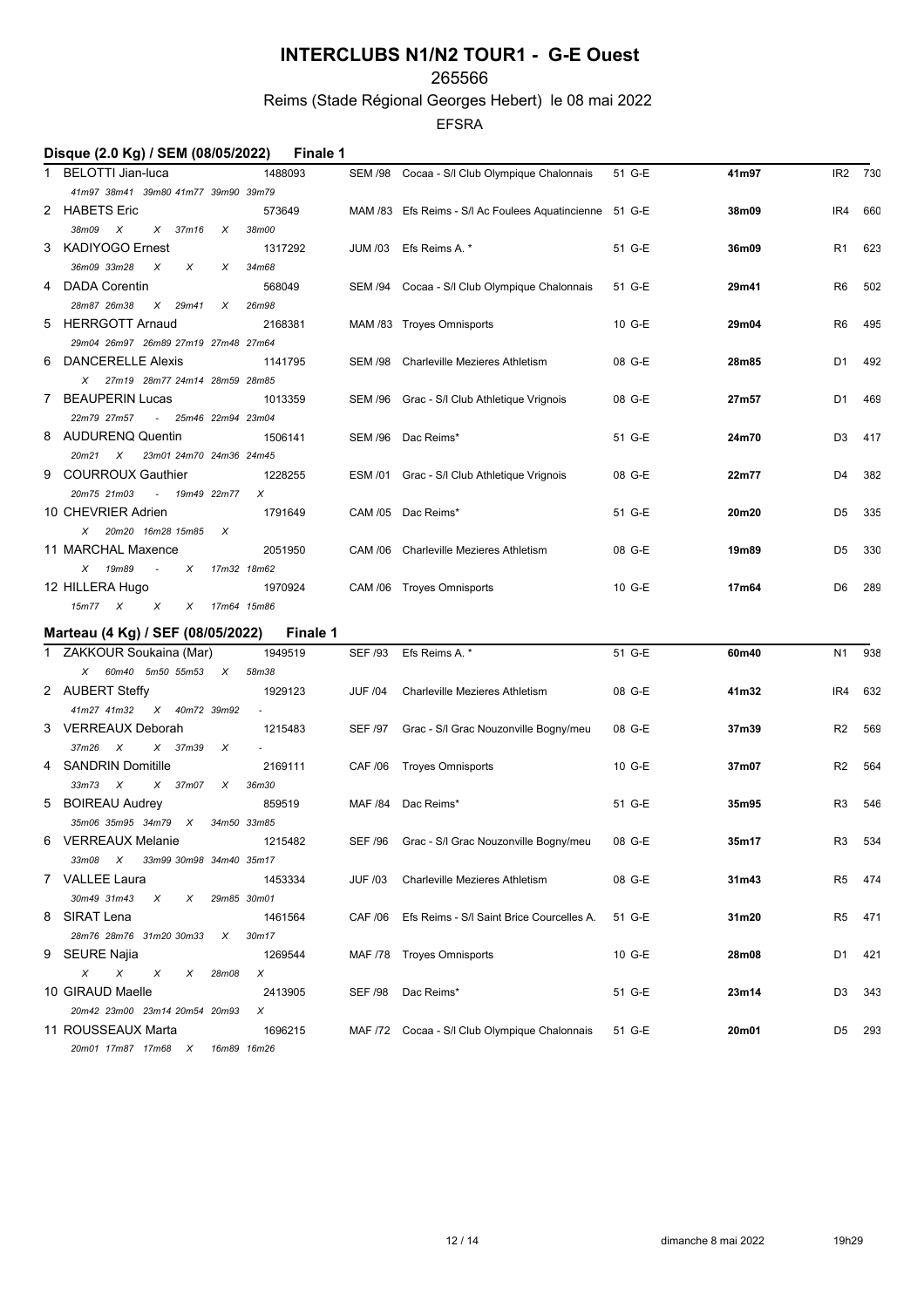# INTERCLUBS N1/N2 TOUR1 - G-E Ouest

265566

Reims (Stade Régional Georges Hebert) le 08 mai 2022

EFSRA

## Disque (2.0 Kg) / SEM (08/05/2022) Finale 1

| | | | | | | | | |
|---|---|---|---|---|---|---|---|---|
| 1 | BELOTTI Jian-luca<br>*41m97 38m41 39m80 41m77 39m90 39m79* | 1488093 | SEM /98 | Cocaa - S/l Club Olympique Chalonnais | 51 G-E | **41m97** | IR2 | 730 |
| 2 | HABETS Eric<br>*38m09 X X 37m16 X 38m00* | 573649 | MAM /83 | Efs Reims - S/l Ac Foulees Aquatincienne | 51 G-E | **38m09** | IR4 | 660 |
| 3 | KADIYOGO Ernest<br>*36m09 33m28 X X X 34m68* | 1317292 | JUM /03 | Efs Reims A. * | 51 G-E | **36m09** | R1 | 623 |
| 4 | DADA Corentin<br>*28m87 26m38 X 29m41 X 26m98* | 568049 | SEM /94 | Cocaa - S/l Club Olympique Chalonnais | 51 G-E | **29m41** | R6 | 502 |
| 5 | HERRGOTT Arnaud<br>*29m04 26m97 26m89 27m19 27m48 27m64* | 2168381 | MAM /83 | Troyes Omnisports | 10 G-E | **29m04** | R6 | 495 |
| 6 | DANCERELLE Alexis<br>*X 27m19 28m77 24m14 28m59 28m85* | 1141795 | SEM /98 | Charleville Mezieres Athletism | 08 G-E | **28m85** | D1 | 492 |
| 7 | BEAUPERIN Lucas<br>*22m79 27m57 - 25m46 22m94 23m04* | 1013359 | SEM /96 | Grac - S/l Club Athletique Vrignois | 08 G-E | **27m57** | D1 | 469 |
| 8 | AUDURENQ Quentin<br>*20m21 X 23m01 24m70 24m36 24m45* | 1506141 | SEM /96 | Dac Reims* | 51 G-E | **24m70** | D3 | 417 |
| 9 | COURROUX Gauthier<br>*20m75 21m03 - 19m49 22m77 X* | 1228255 | ESM /01 | Grac - S/l Club Athletique Vrignois | 08 G-E | **22m77** | D4 | 382 |
| 10 | CHEVRIER Adrien<br>*X 20m20 16m28 15m85 X* | 1791649 | CAM /05 | Dac Reims* | 51 G-E | **20m20** | D5 | 335 |
| 11 | MARCHAL Maxence<br>*X 19m89 - X 17m32 18m62* | 2051950 | CAM /06 | Charleville Mezieres Athletism | 08 G-E | **19m89** | D5 | 330 |
| 12 | HILLERA Hugo<br>*15m77 X X X 17m64 15m86* | 1970924 | CAM /06 | Troyes Omnisports | 10 G-E | **17m64** | D6 | 289 |

## Marteau (4 Kg) / SEF (08/05/2022) Finale 1

| | | | | | | | | |
|---|---|---|---|---|---|---|---|---|
| 1 | ZAKKOUR Soukaina (Mar)<br>*X 60m40 5m50 55m53 X 58m38* | 1949519 | SEF /93 | Efs Reims A. * | 51 G-E | **60m40** | N1 | 938 |
| 2 | AUBERT Steffy<br>*41m27 41m32 X 40m72 39m92 -* | 1929123 | JUF /04 | Charleville Mezieres Athletism | 08 G-E | **41m32** | IR4 | 632 |
| 3 | VERREAUX Deborah<br>*37m26 X X 37m39 X -* | 1215483 | SEF /97 | Grac - S/l Grac Nouzonville Bogny/meu | 08 G-E | **37m39** | R2 | 569 |
| 4 | SANDRIN Domitille<br>*33m73 X X 37m07 X 36m30* | 2169111 | CAF /06 | Troyes Omnisports | 10 G-E | **37m07** | R2 | 564 |
| 5 | BOIREAU Audrey<br>*35m06 35m95 34m79 X 34m50 33m85* | 859519 | MAF /84 | Dac Reims* | 51 G-E | **35m95** | R3 | 546 |
| 6 | VERREAUX Melanie<br>*33m08 X 33m99 30m98 34m40 35m17* | 1215482 | SEF /96 | Grac - S/l Grac Nouzonville Bogny/meu | 08 G-E | **35m17** | R3 | 534 |
| 7 | VALLEE Laura<br>*30m49 31m43 X X 29m85 30m01* | 1453334 | JUF /03 | Charleville Mezieres Athletism | 08 G-E | **31m43** | R5 | 474 |
| 8 | SIRAT Lena<br>*28m76 28m76 31m20 30m33 X 30m17* | 1461564 | CAF /06 | Efs Reims - S/l Saint Brice Courcelles A. | 51 G-E | **31m20** | R5 | 471 |
| 9 | SEURE Najia<br>*X X X X 28m08 X* | 1269544 | MAF /78 | Troyes Omnisports | 10 G-E | **28m08** | D1 | 421 |
| 10 | GIRAUD Maelle<br>*20m42 23m00 23m14 20m54 20m93 X* | 2413905 | SEF /98 | Dac Reims* | 51 G-E | **23m14** | D3 | 343 |
| 11 | ROUSSEAUX Marta<br>*20m01 17m87 17m68 X 16m89 16m26* | 1696215 | MAF /72 | Cocaa - S/l Club Olympique Chalonnais | 51 G-E | **20m01** | D5 | 293 |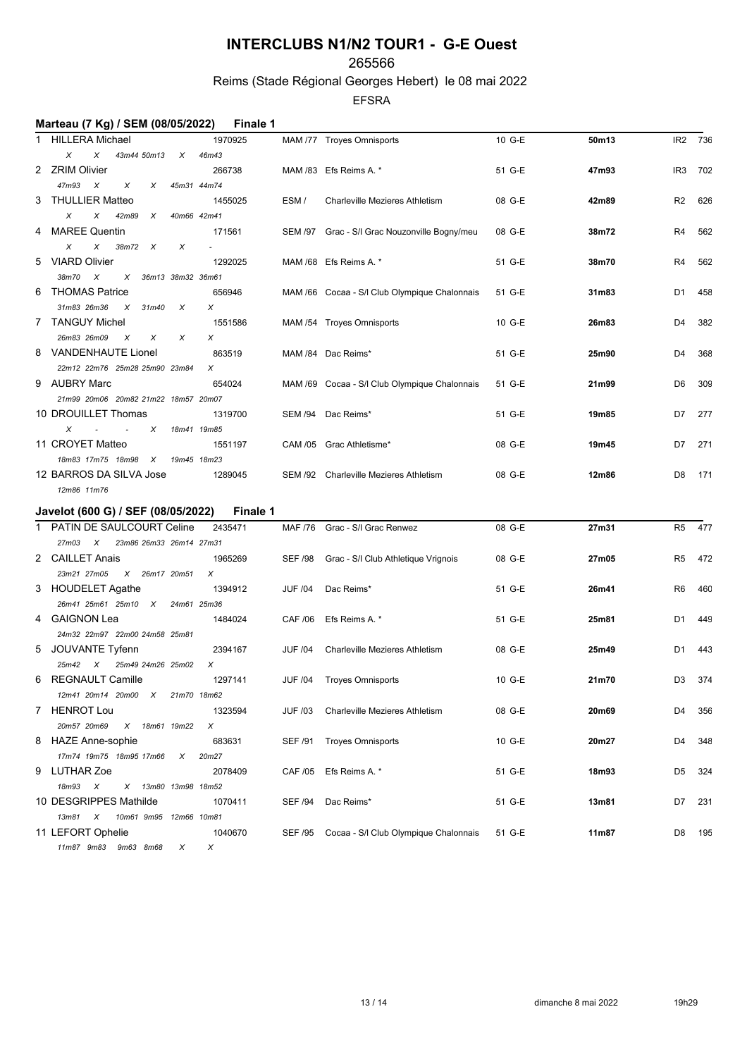# INTERCLUBS N1/N2 TOUR1 - G-E Ouest

265566

Reims (Stade Régional Georges Hebert) le 08 mai 2022

EFSRA

### Marteau (7 Kg) / SEM (08/05/2022) Finale 1

| | | | | | | | | | |
|---|---|---|---|---|---|---|---|---|---|
| 1 | HILLERA Michael | 1970925 | MAM /77 | Troyes Omnisports | 10 G-E | 50m13 | IR2 | 736 |
| | *X X 43m44 50m13 X 46m43* | | | | | | | |
| 2 | ZRIM Olivier | 266738 | MAM /83 | Efs Reims A. * | 51 G-E | 47m93 | IR3 | 702 |
| | *47m93 X X X 45m31 44m74* | | | | | | | |
| 3 | THULLIER Matteo | 1455025 | ESM / | Charleville Mezieres Athletism | 08 G-E | 42m89 | R2 | 626 |
| | *X X 42m89 X 40m66 42m41* | | | | | | | |
| 4 | MAREE Quentin | 171561 | SEM /97 | Grac - S/l Grac Nouzonville Bogny/meu | 08 G-E | 38m72 | R4 | 562 |
| | *X X 38m72 X X -* | | | | | | | |
| 5 | VIARD Olivier | 1292025 | MAM /68 | Efs Reims A. * | 51 G-E | 38m70 | R4 | 562 |
| | *38m70 X X 36m13 38m32 36m61* | | | | | | | |
| 6 | THOMAS Patrice | 656946 | MAM /66 | Cocaa - S/l Club Olympique Chalonnais | 51 G-E | 31m83 | D1 | 458 |
| | *31m83 26m36 X 31m40 X X* | | | | | | | |
| 7 | TANGUY Michel | 1551586 | MAM /54 | Troyes Omnisports | 10 G-E | 26m83 | D4 | 382 |
| | *26m83 26m09 X X X X* | | | | | | | |
| 8 | VANDENHAUTE Lionel | 863519 | MAM /84 | Dac Reims* | 51 G-E | 25m90 | D4 | 368 |
| | *22m12 22m76 25m28 25m90 23m84 X* | | | | | | | |
| 9 | AUBRY Marc | 654024 | MAM /69 | Cocaa - S/l Club Olympique Chalonnais | 51 G-E | 21m99 | D6 | 309 |
| | *21m99 20m06 20m82 21m22 18m57 20m07* | | | | | | | |
| 10 | DROUILLET Thomas | 1319700 | SEM /94 | Dac Reims* | 51 G-E | 19m85 | D7 | 277 |
| | *X - - X 18m41 19m85* | | | | | | | |
| 11 | CROYET Matteo | 1551197 | CAM /05 | Grac Athletisme* | 08 G-E | 19m45 | D7 | 271 |
| | *18m83 17m75 18m98 X 19m45 18m23* | | | | | | | |
| 12 | BARROS DA SILVA Jose | 1289045 | SEM /92 | Charleville Mezieres Athletism | 08 G-E | 12m86 | D8 | 171 |
| | *12m86 11m76* | | | | | | | |

### Javelot (600 G) / SEF (08/05/2022) Finale 1

| | | | | | | | | | |
|---|---|---|---|---|---|---|---|---|---|
| 1 | PATIN DE SAULCOURT Celine | 2435471 | MAF /76 | Grac - S/l Grac Renwez | 08 G-E | 27m31 | R5 | 477 |
| | *27m03 X 23m86 26m33 26m14 27m31* | | | | | | | |
| 2 | CAILLET Anais | 1965269 | SEF /98 | Grac - S/l Club Athletique Vrignois | 08 G-E | 27m05 | R5 | 472 |
| | *23m21 27m05 X 26m17 20m51 X* | | | | | | | |
| 3 | HOUDELET Agathe | 1394912 | JUF /04 | Dac Reims* | 51 G-E | 26m41 | R6 | 460 |
| | *26m41 25m61 25m10 X 24m61 25m36* | | | | | | | |
| 4 | GAIGNON Lea | 1484024 | CAF /06 | Efs Reims A. * | 51 G-E | 25m81 | D1 | 449 |
| | *24m32 22m97 22m00 24m58 25m81* | | | | | | | |
| 5 | JOUVANTE Tyfenn | 2394167 | JUF /04 | Charleville Mezieres Athletism | 08 G-E | 25m49 | D1 | 443 |
| | *25m42 X 25m49 24m26 25m02 X* | | | | | | | |
| 6 | REGNAULT Camille | 1297141 | JUF /04 | Troyes Omnisports | 10 G-E | 21m70 | D3 | 374 |
| | *12m41 20m14 20m00 X 21m70 18m62* | | | | | | | |
| 7 | HENROT Lou | 1323594 | JUF /03 | Charleville Mezieres Athletism | 08 G-E | 20m69 | D4 | 356 |
| | *20m57 20m69 X 18m61 19m22 X* | | | | | | | |
| 8 | HAZE Anne-sophie | 683631 | SEF /91 | Troyes Omnisports | 10 G-E | 20m27 | D4 | 348 |
| | *17m74 19m75 18m95 17m66 X 20m27* | | | | | | | |
| 9 | LUTHAR Zoe | 2078409 | CAF /05 | Efs Reims A. * | 51 G-E | 18m93 | D5 | 324 |
| | *18m93 X X 13m80 13m98 18m52* | | | | | | | |
| 10 | DESGRIPPES Mathilde | 1070411 | SEF /94 | Dac Reims* | 51 G-E | 13m81 | D7 | 231 |
| | *13m81 X 10m61 9m95 12m66 10m81* | | | | | | | |
| 11 | LEFORT Ophelie | 1040670 | SEF /95 | Cocaa - S/l Club Olympique Chalonnais | 51 G-E | 11m87 | D8 | 195 |
| | *11m87 9m83 9m63 8m68 X X* | | | | | | | |

dimanche 8 mai 2022 19h29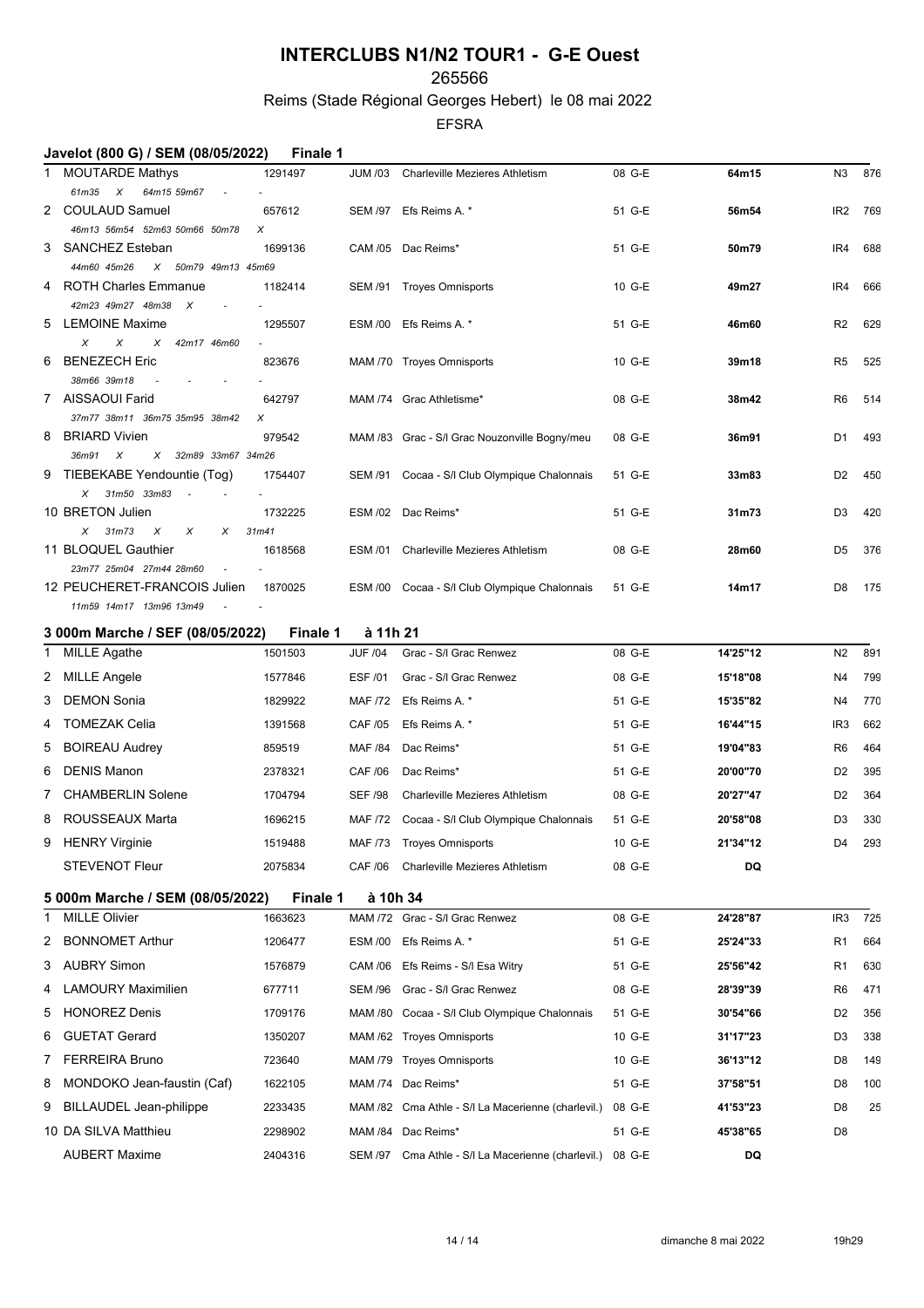# INTERCLUBS N1/N2 TOUR1 - G-E Ouest

265566

Reims (Stade Régional Georges Hebert) le 08 mai 2022

EFSRA

### Javelot (800 G) / SEM (08/05/2022) Finale 1

| | | | | | | | | |
|---|---|---|---|---|---|---|---|---|
| 1 | MOUTARDE Mathys | 1291497 | JUM /03 | Charleville Mezieres Athletism | 08 G-E | **64m15** | N3 | 876 |
| | *61m35 X 64m15 59m67 - -* | | | | | | | |
| 2 | COULAUD Samuel | 657612 | SEM /97 | Efs Reims A. * | 51 G-E | **56m54** | IR2 | 769 |
| | *46m13 56m54 52m63 50m66 50m78 X* | | | | | | | |
| 3 | SANCHEZ Esteban | 1699136 | CAM /05 | Dac Reims* | 51 G-E | **50m79** | IR4 | 688 |
| | *44m60 45m26 X 50m79 49m13 45m69* | | | | | | | |
| 4 | ROTH Charles Emmanue | 1182414 | SEM /91 | Troyes Omnisports | 10 G-E | **49m27** | IR4 | 666 |
| | *42m23 49m27 48m38 X - -* | | | | | | | |
| 5 | LEMOINE Maxime | 1295507 | ESM /00 | Efs Reims A. * | 51 G-E | **46m60** | R2 | 629 |
| | *X X X 42m17 46m60 -* | | | | | | | |
| 6 | BENEZECH Eric | 823676 | MAM /70 | Troyes Omnisports | 10 G-E | **39m18** | R5 | 525 |
| | *38m66 39m18 - - - -* | | | | | | | |
| 7 | AISSAOUI Farid | 642797 | MAM /74 | Grac Athletisme* | 08 G-E | **38m42** | R6 | 514 |
| | *37m77 38m11 36m75 35m95 38m42 X* | | | | | | | |
| 8 | BRIARD Vivien | 979542 | MAM /83 | Grac - S/l Grac Nouzonville Bogny/meu | 08 G-E | **36m91** | D1 | 493 |
| | *36m91 X X 32m89 33m67 34m26* | | | | | | | |
| 9 | TIEBEKABE Yendountie (Tog) | 1754407 | SEM /91 | Cocaa - S/l Club Olympique Chalonnais | 51 G-E | **33m83** | D2 | 450 |
| | *X 31m50 33m83 - - -* | | | | | | | |
| 10 | BRETON Julien | 1732225 | ESM /02 | Dac Reims* | 51 G-E | **31m73** | D3 | 420 |
| | *X 31m73 X X X 31m41* | | | | | | | |
| 11 | BLOQUEL Gauthier | 1618568 | ESM /01 | Charleville Mezieres Athletism | 08 G-E | **28m60** | D5 | 376 |
| | *23m77 25m04 27m44 28m60 - -* | | | | | | | |
| 12 | PEUCHERET-FRANCOIS Julien | 1870025 | ESM /00 | Cocaa - S/l Club Olympique Chalonnais | 51 G-E | **14m17** | D8 | 175 |
| | *11m59 14m17 13m96 13m49 - -* | | | | | | | |

### 3 000m Marche / SEF (08/05/2022) Finale 1 à 11h 21

| | | | | | | | | |
|---|---|---|---|---|---|---|---|---|
| 1 | MILLE Agathe | 1501503 | JUF /04 | Grac - S/l Grac Renwez | 08 G-E | **14'25"12** | N2 | 891 |
| 2 | MILLE Angele | 1577846 | ESF /01 | Grac - S/l Grac Renwez | 08 G-E | **15'18"08** | N4 | 799 |
| 3 | DEMON Sonia | 1829922 | MAF /72 | Efs Reims A. * | 51 G-E | **15'35"82** | N4 | 770 |
| 4 | TOMEZAK Celia | 1391568 | CAF /05 | Efs Reims A. * | 51 G-E | **16'44"15** | IR3 | 662 |
| 5 | BOIREAU Audrey | 859519 | MAF /84 | Dac Reims* | 51 G-E | **19'04"83** | R6 | 464 |
| 6 | DENIS Manon | 2378321 | CAF /06 | Dac Reims* | 51 G-E | **20'00"70** | D2 | 395 |
| 7 | CHAMBERLIN Solene | 1704794 | SEF /98 | Charleville Mezieres Athletism | 08 G-E | **20'27"47** | D2 | 364 |
| 8 | ROUSSEAUX Marta | 1696215 | MAF /72 | Cocaa - S/l Club Olympique Chalonnais | 51 G-E | **20'58"08** | D3 | 330 |
| 9 | HENRY Virginie | 1519488 | MAF /73 | Troyes Omnisports | 10 G-E | **21'34"12** | D4 | 293 |
| | STEVENOT Fleur | 2075834 | CAF /06 | Charleville Mezieres Athletism | 08 G-E | **DQ** | | |

### 5 000m Marche / SEM (08/05/2022) Finale 1 à 10h 34

| | | | | | | | | |
|---|---|---|---|---|---|---|---|---|
| 1 | MILLE Olivier | 1663623 | MAM /72 | Grac - S/l Grac Renwez | 08 G-E | **24'28"87** | IR3 | 725 |
| 2 | BONNOMET Arthur | 1206477 | ESM /00 | Efs Reims A. * | 51 G-E | **25'24"33** | R1 | 664 |
| 3 | AUBRY Simon | 1576879 | CAM /06 | Efs Reims - S/l Esa Witry | 51 G-E | **25'56"42** | R1 | 630 |
| 4 | LAMOURY Maximilien | 677711 | SEM /96 | Grac - S/l Grac Renwez | 08 G-E | **28'39"39** | R6 | 471 |
| 5 | HONOREZ Denis | 1709176 | MAM /80 | Cocaa - S/l Club Olympique Chalonnais | 51 G-E | **30'54"66** | D2 | 356 |
| 6 | GUETAT Gerard | 1350207 | MAM /62 | Troyes Omnisports | 10 G-E | **31'17"23** | D3 | 338 |
| 7 | FERREIRA Bruno | 723640 | MAM /79 | Troyes Omnisports | 10 G-E | **36'13"12** | D8 | 149 |
| 8 | MONDOKO Jean-faustin (Caf) | 1622105 | MAM /74 | Dac Reims* | 51 G-E | **37'58"51** | D8 | 100 |
| 9 | BILLAUDEL Jean-philippe | 2233435 | MAM /82 | Cma Athle - S/l La Macerienne (charlevil.) | 08 G-E | **41'53"23** | D8 | 25 |
| 10 | DA SILVA Matthieu | 2298902 | MAM /84 | Dac Reims* | 51 G-E | **45'38"65** | D8 | |
| | AUBERT Maxime | 2404316 | SEM /97 | Cma Athle - S/l La Macerienne (charlevil.) | 08 G-E | **DQ** | | |

dimanche 8 mai 2022 19h29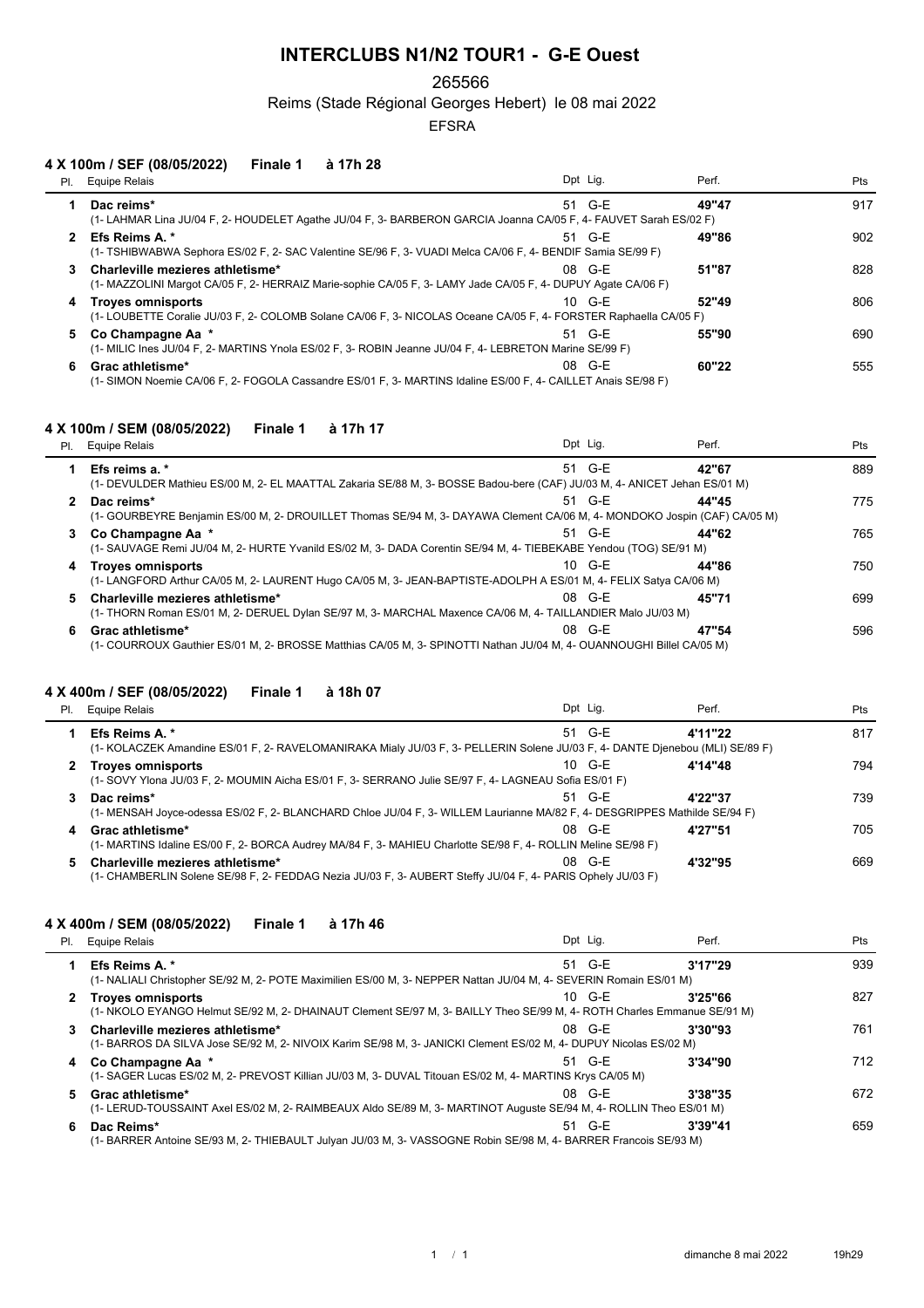# INTERCLUBS N1/N2 TOUR1 - G-E Ouest

265566

Reims (Stade Régional Georges Hebert) le 08 mai 2022

EFSRA

## 4 X 100m / SEF (08/05/2022) Finale 1 à 17h 28

| Pl. | Equipe Relais | Dpt | Lig. | Perf. | Pts |
|---|---|---|---|---|---|
| 1 | **Dac reims*** (1- LAHMAR Lina JU/04 F, 2- HOUDELET Agathe JU/04 F, 3- BARBERON GARCIA Joanna CA/05 F, 4- FAUVET Sarah ES/02 F) | 51 | G-E | **49"47** | 917 |
| 2 | **Efs Reims A. *** (1- TSHIBWABWA Sephora ES/02 F, 2- SAC Valentine SE/96 F, 3- VUADI Melca CA/06 F, 4- BENDIF Samia SE/99 F) | 51 | G-E | **49"86** | 902 |
| 3 | **Charleville mezieres athletisme*** (1- MAZZOLINI Margot CA/05 F, 2- HERRAIZ Marie-sophie CA/05 F, 3- LAMY Jade CA/05 F, 4- DUPUY Agate CA/06 F) | 08 | G-E | **51"87** | 828 |
| 4 | **Troyes omnisports** (1- LOUBETTE Coralie JU/03 F, 2- COLOMB Solane CA/06 F, 3- NICOLAS Oceane CA/05 F, 4- FORSTER Raphaella CA/05 F) | 10 | G-E | **52"49** | 806 |
| 5 | **Co Champagne Aa *** (1- MILIC Ines JU/04 F, 2- MARTINS Ynola ES/02 F, 3- ROBIN Jeanne JU/04 F, 4- LEBRETON Marine SE/99 F) | 51 | G-E | **55"90** | 690 |
| 6 | **Grac athletisme*** (1- SIMON Noemie CA/06 F, 2- FOGOLA Cassandre ES/01 F, 3- MARTINS Idaline ES/00 F, 4- CAILLET Anais SE/98 F) | 08 | G-E | **60"22** | 555 |

## 4 X 100m / SEM (08/05/2022) Finale 1 à 17h 17

| Pl. | Equipe Relais | Dpt | Lig. | Perf. | Pts |
|---|---|---|---|---|---|
| 1 | **Efs reims a. *** (1- DEVULDER Mathieu ES/00 M, 2- EL MAATTAL Zakaria SE/88 M, 3- BOSSE Badou-bere (CAF) JU/03 M, 4- ANICET Jehan ES/01 M) | 51 | G-E | **42"67** | 889 |
| 2 | **Dac reims*** (1- GOURBEYRE Benjamin ES/00 M, 2- DROUILLET Thomas SE/94 M, 3- DAYAWA Clement CA/06 M, 4- MONDOKO Jospin (CAF) CA/05 M) | 51 | G-E | **44"45** | 775 |
| 3 | **Co Champagne Aa *** (1- SAUVAGE Remi JU/04 M, 2- HURTE Yvanild ES/02 M, 3- DADA Corentin SE/94 M, 4- TIEBEKABE Yendou (TOG) SE/91 M) | 51 | G-E | **44"62** | 765 |
| 4 | **Troyes omnisports** (1- LANGFORD Arthur CA/05 M, 2- LAURENT Hugo CA/05 M, 3- JEAN-BAPTISTE-ADOLPH A ES/01 M, 4- FELIX Satya CA/06 M) | 10 | G-E | **44"86** | 750 |
| 5 | **Charleville mezieres athletisme*** (1- THORN Roman ES/01 M, 2- DERUEL Dylan SE/97 M, 3- MARCHAL Maxence CA/06 M, 4- TAILLANDIER Malo JU/03 M) | 08 | G-E | **45"71** | 699 |
| 6 | **Grac athletisme*** (1- COURROUX Gauthier ES/01 M, 2- BROSSE Matthias CA/05 M, 3- SPINOTTI Nathan JU/04 M, 4- OUANNOUGHI Billel CA/05 M) | 08 | G-E | **47"54** | 596 |

## 4 X 400m / SEF (08/05/2022) Finale 1 à 18h 07

| Pl. | Equipe Relais | Dpt | Lig. | Perf. | Pts |
|---|---|---|---|---|---|
| 1 | **Efs Reims A. *** (1- KOLACZEK Amandine ES/01 F, 2- RAVELOMANIRAKA Mialy JU/03 F, 3- PELLERIN Solene JU/03 F, 4- DANTE Djenebou (MLI) SE/89 F) | 51 | G-E | **4'11"22** | 817 |
| 2 | **Troyes omnisports** (1- SOVY Ylona JU/03 F, 2- MOUMIN Aicha ES/01 F, 3- SERRANO Julie SE/97 F, 4- LAGNEAU Sofia ES/01 F) | 10 | G-E | **4'14"48** | 794 |
| 3 | **Dac reims*** (1- MENSAH Joyce-odessa ES/02 F, 2- BLANCHARD Chloe JU/04 F, 3- WILLEM Laurianne MA/82 F, 4- DESGRIPPES Mathilde SE/94 F) | 51 | G-E | **4'22"37** | 739 |
| 4 | **Grac athletisme*** (1- MARTINS Idaline ES/00 F, 2- BORCA Audrey MA/84 F, 3- MAHIEU Charlotte SE/98 F, 4- ROLLIN Meline SE/98 F) | 08 | G-E | **4'27"51** | 705 |
| 5 | **Charleville mezieres athletisme*** (1- CHAMBERLIN Solene SE/98 F, 2- FEDDAG Nezia JU/03 F, 3- AUBERT Steffy JU/04 F, 4- PARIS Ophely JU/03 F) | 08 | G-E | **4'32"95** | 669 |

## 4 X 400m / SEM (08/05/2022) Finale 1 à 17h 46

| Pl. | Equipe Relais | Dpt | Lig. | Perf. | Pts |
|---|---|---|---|---|---|
| 1 | **Efs Reims A. *** (1- NALIALI Christopher SE/92 M, 2- POTE Maximilien ES/00 M, 3- NEPPER Nattan JU/04 M, 4- SEVERIN Romain ES/01 M) | 51 | G-E | **3'17"29** | 939 |
| 2 | **Troyes omnisports** (1- NKOLO EYANGO Helmut SE/92 M, 2- DHAINAUT Clement SE/97 M, 3- BAILLY Theo SE/99 M, 4- ROTH Charles Emmanue SE/91 M) | 10 | G-E | **3'25"66** | 827 |
| 3 | **Charleville mezieres athletisme*** (1- BARROS DA SILVA Jose SE/92 M, 2- NIVOIX Karim SE/98 M, 3- JANICKI Clement ES/02 M, 4- DUPUY Nicolas ES/02 M) | 08 | G-E | **3'30"93** | 761 |
| 4 | **Co Champagne Aa *** (1- SAGER Lucas ES/02 M, 2- PREVOST Killian JU/03 M, 3- DUVAL Titouan ES/02 M, 4- MARTINS Krys CA/05 M) | 51 | G-E | **3'34"90** | 712 |
| 5 | **Grac athletisme*** (1- LERUD-TOUSSAINT Axel ES/02 M, 2- RAIMBEAUX Aldo SE/89 M, 3- MARTINOT Auguste SE/94 M, 4- ROLLIN Theo ES/01 M) | 08 | G-E | **3'38"35** | 672 |
| 6 | **Dac Reims*** (1- BARRER Antoine SE/93 M, 2- THIEBAULT Julyan JU/03 M, 3- VASSOGNE Robin SE/98 M, 4- BARRER Francois SE/93 M) | 51 | G-E | **3'39"41** | 659 |